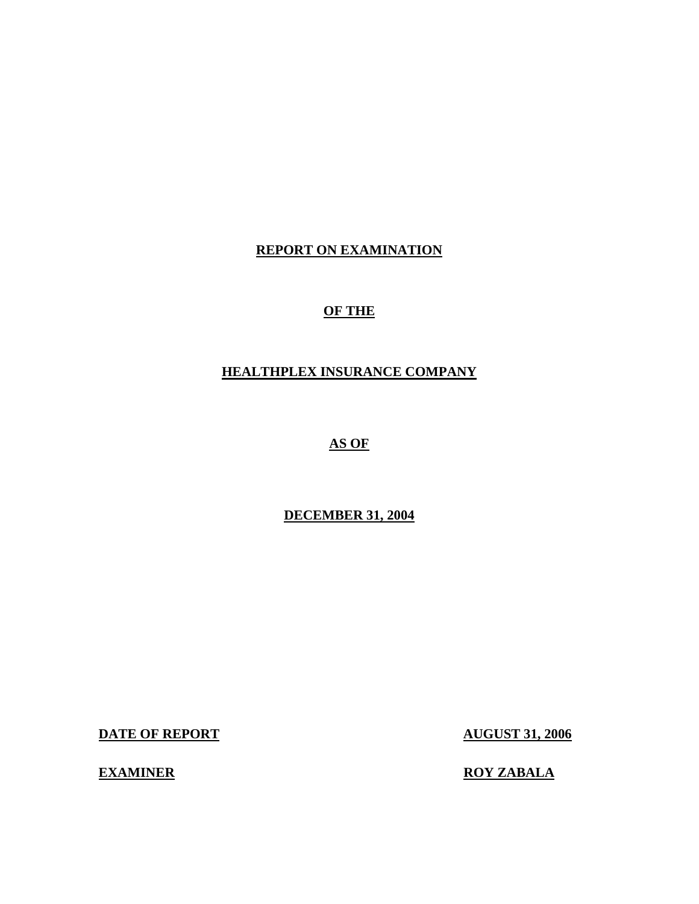# REPORT ON EXAMINATION

# OF THE

# HEALTHPLEX INSURANCE COMPANY

# AS OF

# DECEMBER 31, 2004

| **DATE OF REPORT** | **AUGUST 31, 2006** |
| --- | --- |
| **EXAMINER** | **ROY ZABALA** |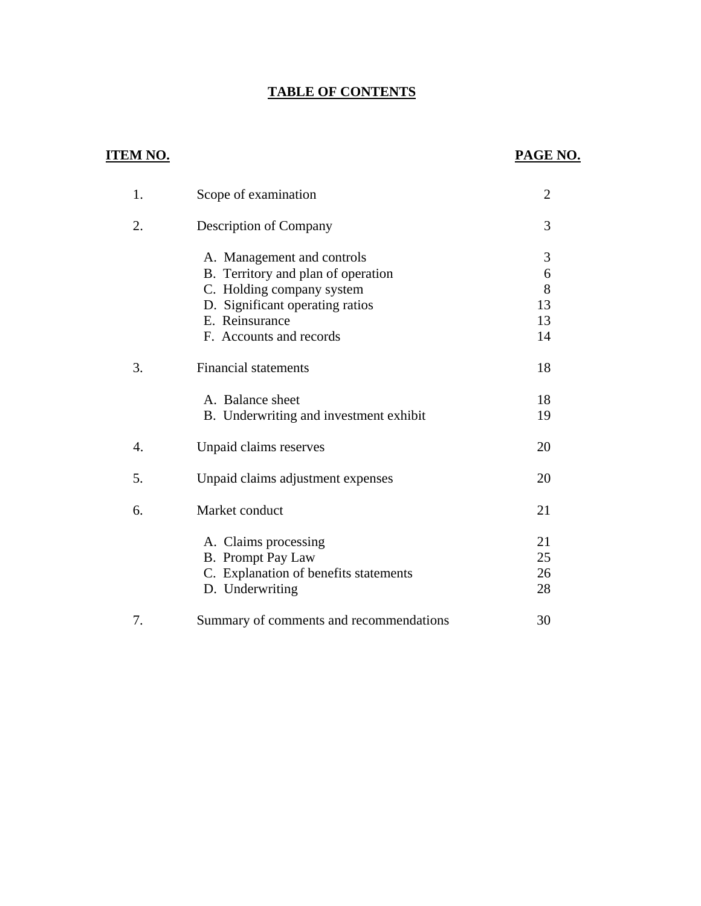# TABLE OF CONTENTS

| ITEM NO. | | PAGE NO. |
|---|---|---|
| 1. | Scope of examination | 2 |
| 2. | Description of Company | 3 |
| | A. Management and controls | 3 |
| | B. Territory and plan of operation | 6 |
| | C. Holding company system | 8 |
| | D. Significant operating ratios | 13 |
| | E. Reinsurance | 13 |
| | F. Accounts and records | 14 |
| 3. | Financial statements | 18 |
| | A. Balance sheet | 18 |
| | B. Underwriting and investment exhibit | 19 |
| 4. | Unpaid claims reserves | 20 |
| 5. | Unpaid claims adjustment expenses | 20 |
| 6. | Market conduct | 21 |
| | A. Claims processing | 21 |
| | B. Prompt Pay Law | 25 |
| | C. Explanation of benefits statements | 26 |
| | D. Underwriting | 28 |
| 7. | Summary of comments and recommendations | 30 |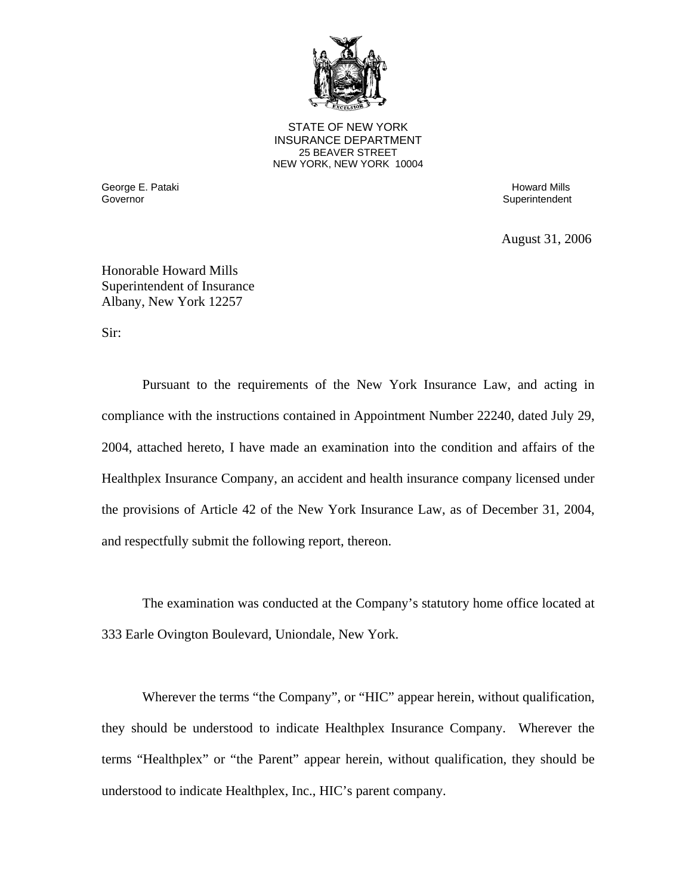STATE OF NEW YORK
INSURANCE DEPARTMENT
25 BEAVER STREET
NEW YORK, NEW YORK 10004

George E. Pataki
Governor

Howard Mills
Superintendent

August 31, 2006

Honorable Howard Mills
Superintendent of Insurance
Albany, New York 12257

Sir:

Pursuant to the requirements of the New York Insurance Law, and acting in compliance with the instructions contained in Appointment Number 22240, dated July 29, 2004, attached hereto, I have made an examination into the condition and affairs of the Healthplex Insurance Company, an accident and health insurance company licensed under the provisions of Article 42 of the New York Insurance Law, as of December 31, 2004, and respectfully submit the following report, thereon.

The examination was conducted at the Company's statutory home office located at 333 Earle Ovington Boulevard, Uniondale, New York.

Wherever the terms "the Company", or "HIC" appear herein, without qualification, they should be understood to indicate Healthplex Insurance Company. Wherever the terms "Healthplex" or "the Parent" appear herein, without qualification, they should be understood to indicate Healthplex, Inc., HIC's parent company.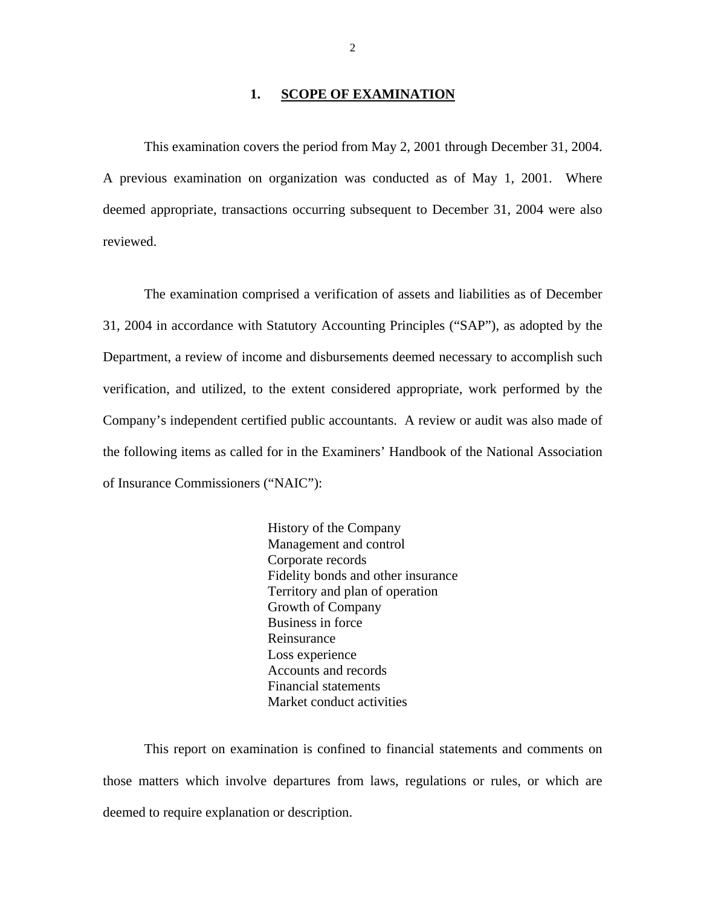## 1. SCOPE OF EXAMINATION

This examination covers the period from May 2, 2001 through December 31, 2004. A previous examination on organization was conducted as of May 1, 2001. Where deemed appropriate, transactions occurring subsequent to December 31, 2004 were also reviewed.

The examination comprised a verification of assets and liabilities as of December 31, 2004 in accordance with Statutory Accounting Principles ("SAP"), as adopted by the Department, a review of income and disbursements deemed necessary to accomplish such verification, and utilized, to the extent considered appropriate, work performed by the Company's independent certified public accountants. A review or audit was also made of the following items as called for in the Examiners' Handbook of the National Association of Insurance Commissioners ("NAIC"):

- History of the Company
- Management and control
- Corporate records
- Fidelity bonds and other insurance
- Territory and plan of operation
- Growth of Company
- Business in force
- Reinsurance
- Loss experience
- Accounts and records
- Financial statements
- Market conduct activities

This report on examination is confined to financial statements and comments on those matters which involve departures from laws, regulations or rules, or which are deemed to require explanation or description.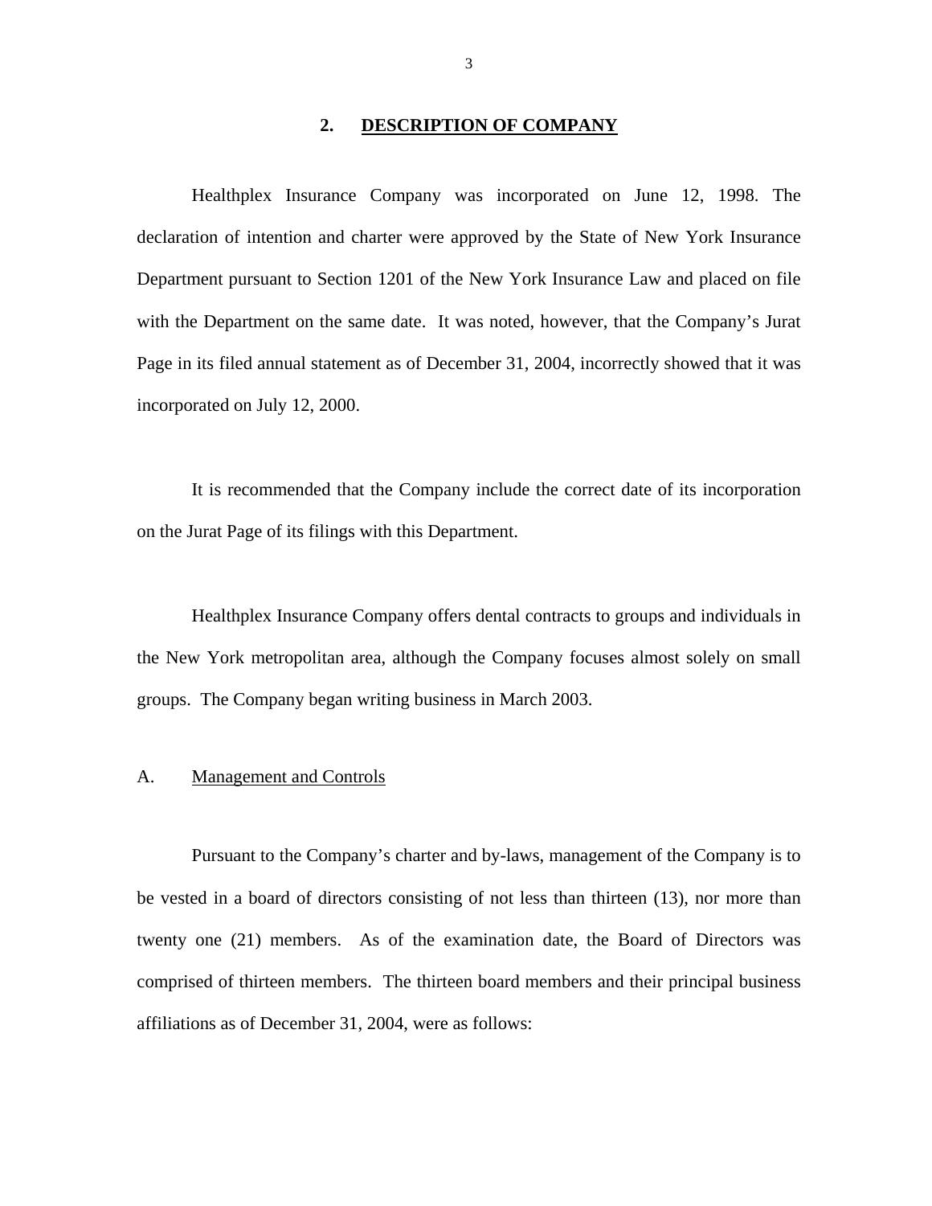## 2. DESCRIPTION OF COMPANY

Healthplex Insurance Company was incorporated on June 12, 1998. The declaration of intention and charter were approved by the State of New York Insurance Department pursuant to Section 1201 of the New York Insurance Law and placed on file with the Department on the same date. It was noted, however, that the Company's Jurat Page in its filed annual statement as of December 31, 2004, incorrectly showed that it was incorporated on July 12, 2000.

It is recommended that the Company include the correct date of its incorporation on the Jurat Page of its filings with this Department.

Healthplex Insurance Company offers dental contracts to groups and individuals in the New York metropolitan area, although the Company focuses almost solely on small groups. The Company began writing business in March 2003.

### A. Management and Controls

Pursuant to the Company's charter and by-laws, management of the Company is to be vested in a board of directors consisting of not less than thirteen (13), nor more than twenty one (21) members. As of the examination date, the Board of Directors was comprised of thirteen members. The thirteen board members and their principal business affiliations as of December 31, 2004, were as follows: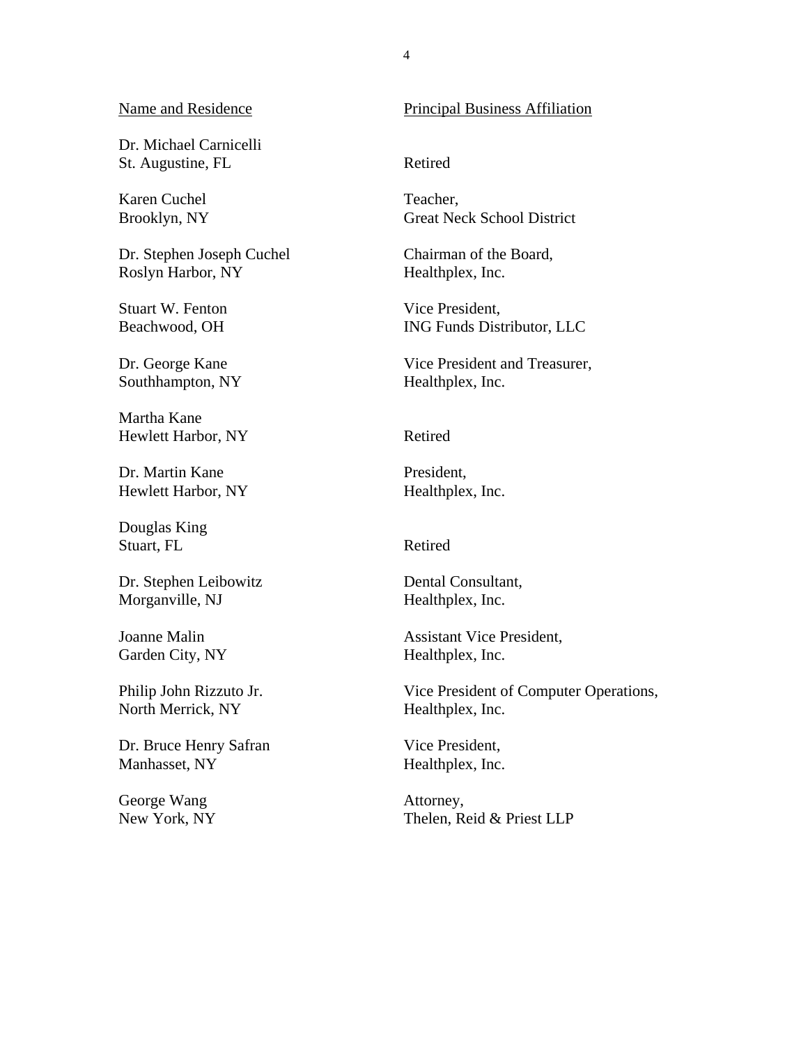| Name and Residence | Principal Business Affiliation |
|---|---|
| Dr. Michael Carnicelli<br>St. Augustine, FL | Retired |
| Karen Cuchel<br>Brooklyn, NY | Teacher,<br>Great Neck School District |
| Dr. Stephen Joseph Cuchel<br>Roslyn Harbor, NY | Chairman of the Board,<br>Healthplex, Inc. |
| Stuart W. Fenton<br>Beachwood, OH | Vice President,<br>ING Funds Distributor, LLC |
| Dr. George Kane<br>Southhampton, NY | Vice President and Treasurer,<br>Healthplex, Inc. |
| Martha Kane<br>Hewlett Harbor, NY | Retired |
| Dr. Martin Kane<br>Hewlett Harbor, NY | President,<br>Healthplex, Inc. |
| Douglas King<br>Stuart, FL | Retired |
| Dr. Stephen Leibowitz<br>Morganville, NJ | Dental Consultant,<br>Healthplex, Inc. |
| Joanne Malin<br>Garden City, NY | Assistant Vice President,<br>Healthplex, Inc. |
| Philip John Rizzuto Jr.<br>North Merrick, NY | Vice President of Computer Operations,<br>Healthplex, Inc. |
| Dr. Bruce Henry Safran<br>Manhasset, NY | Vice President,<br>Healthplex, Inc. |
| George Wang<br>New York, NY | Attorney,<br>Thelen, Reid & Priest LLP |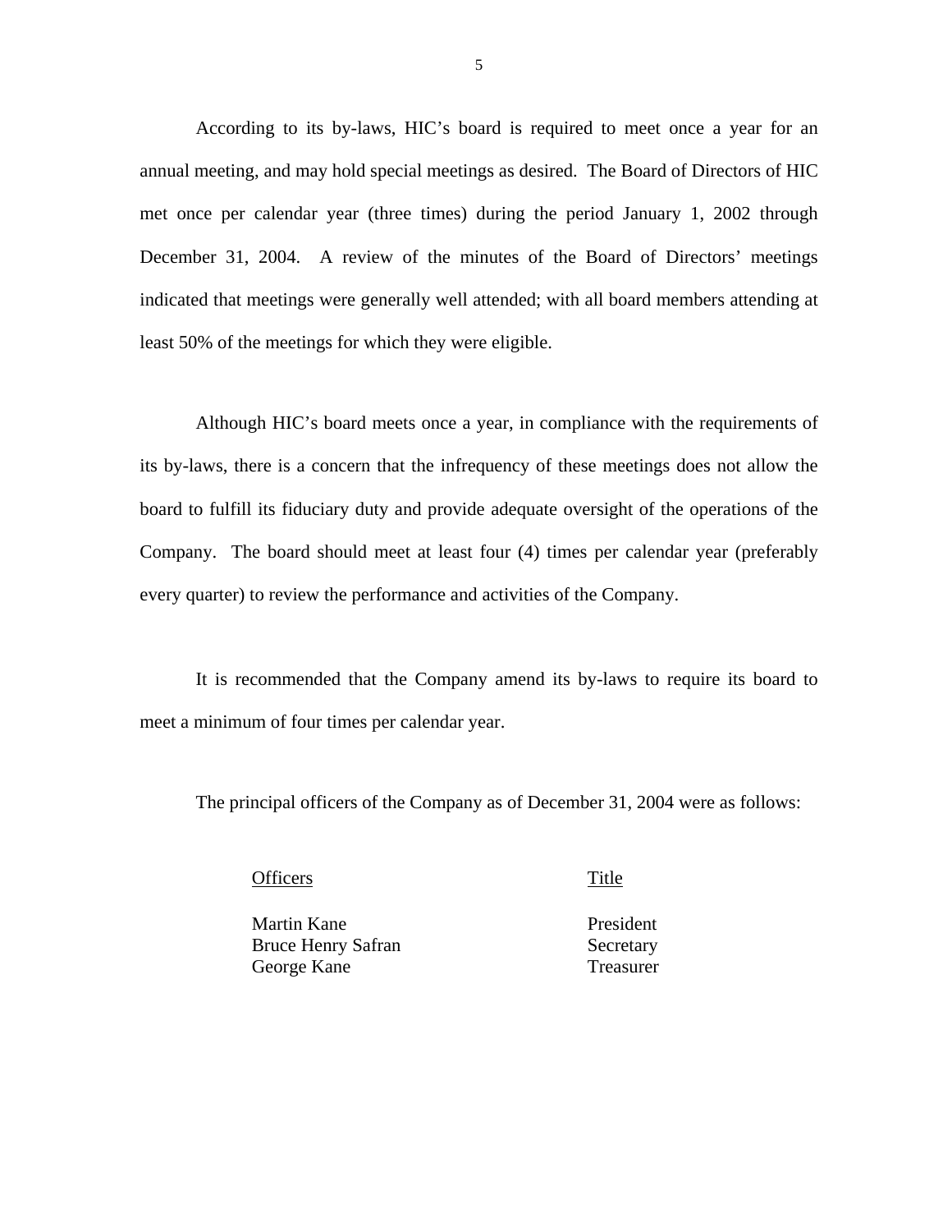According to its by-laws, HIC's board is required to meet once a year for an annual meeting, and may hold special meetings as desired. The Board of Directors of HIC met once per calendar year (three times) during the period January 1, 2002 through December 31, 2004. A review of the minutes of the Board of Directors' meetings indicated that meetings were generally well attended; with all board members attending at least 50% of the meetings for which they were eligible.

Although HIC's board meets once a year, in compliance with the requirements of its by-laws, there is a concern that the infrequency of these meetings does not allow the board to fulfill its fiduciary duty and provide adequate oversight of the operations of the Company. The board should meet at least four (4) times per calendar year (preferably every quarter) to review the performance and activities of the Company.

It is recommended that the Company amend its by-laws to require its board to meet a minimum of four times per calendar year.

The principal officers of the Company as of December 31, 2004 were as follows:

| Officers | Title |
|---|---|
| Martin Kane | President |
| Bruce Henry Safran | Secretary |
| George Kane | Treasurer |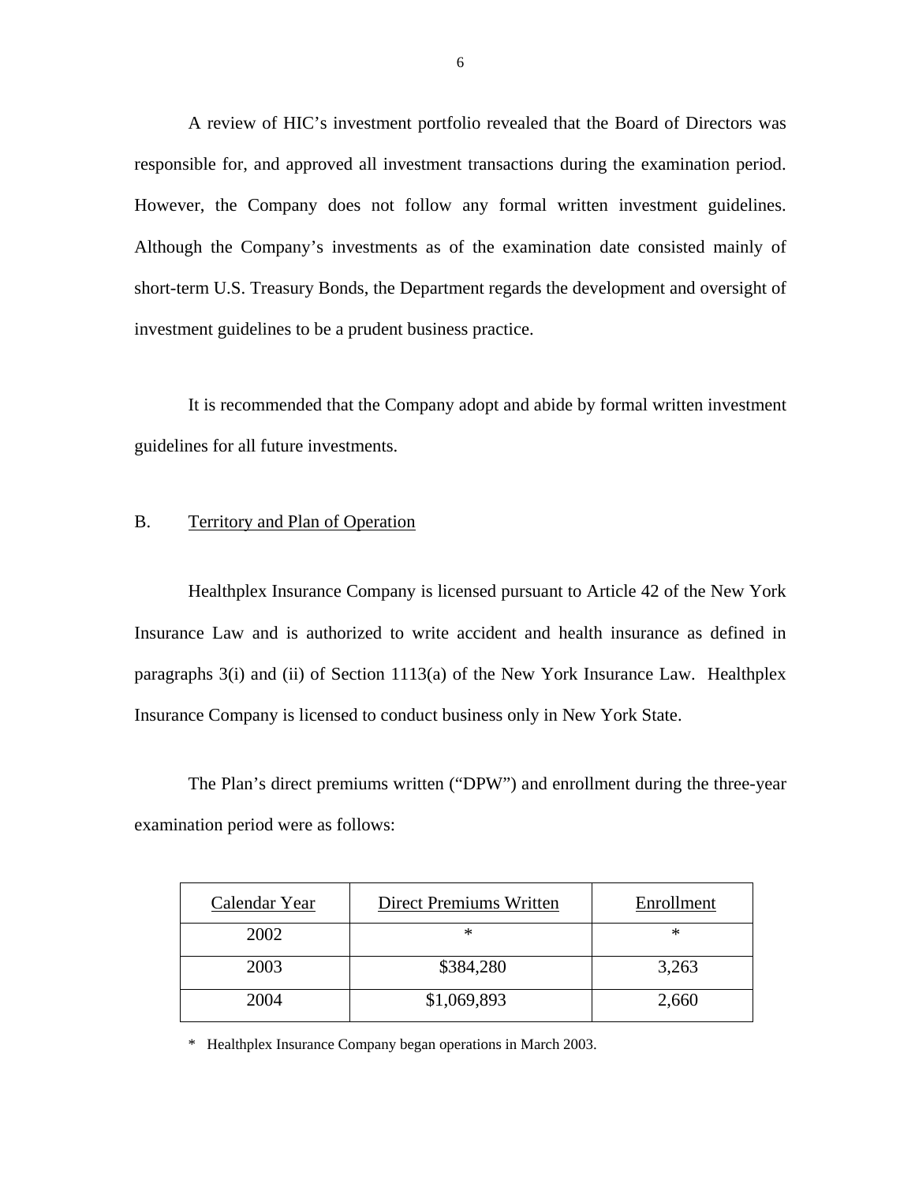A review of HIC's investment portfolio revealed that the Board of Directors was responsible for, and approved all investment transactions during the examination period. However, the Company does not follow any formal written investment guidelines. Although the Company's investments as of the examination date consisted mainly of short-term U.S. Treasury Bonds, the Department regards the development and oversight of investment guidelines to be a prudent business practice.

It is recommended that the Company adopt and abide by formal written investment guidelines for all future investments.

## B. Territory and Plan of Operation

Healthplex Insurance Company is licensed pursuant to Article 42 of the New York Insurance Law and is authorized to write accident and health insurance as defined in paragraphs 3(i) and (ii) of Section 1113(a) of the New York Insurance Law. Healthplex Insurance Company is licensed to conduct business only in New York State.

The Plan's direct premiums written ("DPW") and enrollment during the three-year examination period were as follows:

| Calendar Year | Direct Premiums Written | Enrollment |
|---|---|---|
| 2002 | * | * |
| 2003 | $384,280 | 3,263 |
| 2004 | $1,069,893 | 2,660 |

* Healthplex Insurance Company began operations in March 2003.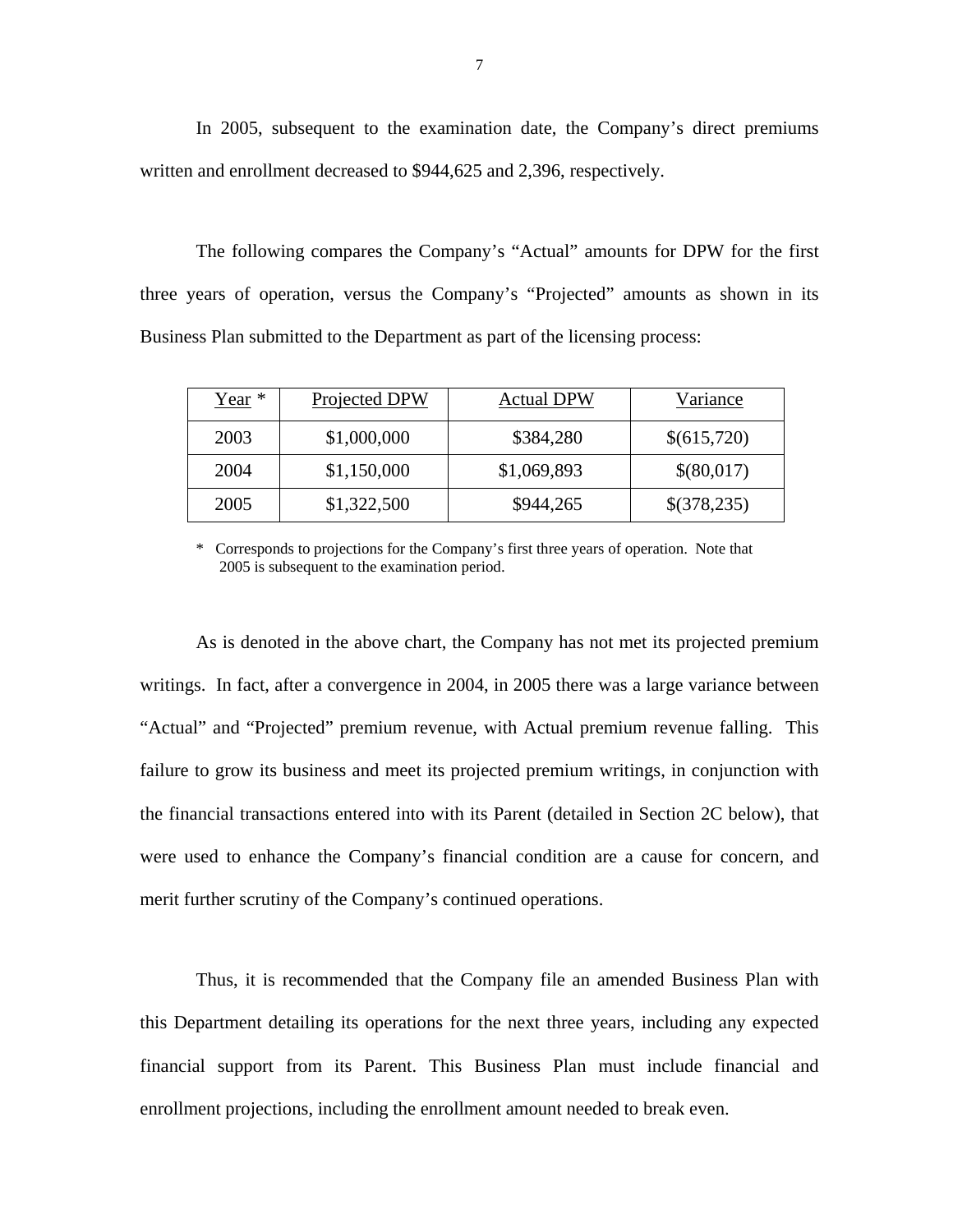In 2005, subsequent to the examination date, the Company's direct premiums written and enrollment decreased to $944,625 and 2,396, respectively.

The following compares the Company's "Actual" amounts for DPW for the first three years of operation, versus the Company's "Projected" amounts as shown in its Business Plan submitted to the Department as part of the licensing process:

| Year * | Projected DPW | Actual DPW | Variance |
|---|---|---|---|
| 2003 | $1,000,000 | $384,280 | $(615,720) |
| 2004 | $1,150,000 | $1,069,893 | $(80,017) |
| 2005 | $1,322,500 | $944,265 | $(378,235) |

\* Corresponds to projections for the Company's first three years of operation. Note that 2005 is subsequent to the examination period.

As is denoted in the above chart, the Company has not met its projected premium writings. In fact, after a convergence in 2004, in 2005 there was a large variance between "Actual" and "Projected" premium revenue, with Actual premium revenue falling. This failure to grow its business and meet its projected premium writings, in conjunction with the financial transactions entered into with its Parent (detailed in Section 2C below), that were used to enhance the Company's financial condition are a cause for concern, and merit further scrutiny of the Company's continued operations.

Thus, it is recommended that the Company file an amended Business Plan with this Department detailing its operations for the next three years, including any expected financial support from its Parent. This Business Plan must include financial and enrollment projections, including the enrollment amount needed to break even.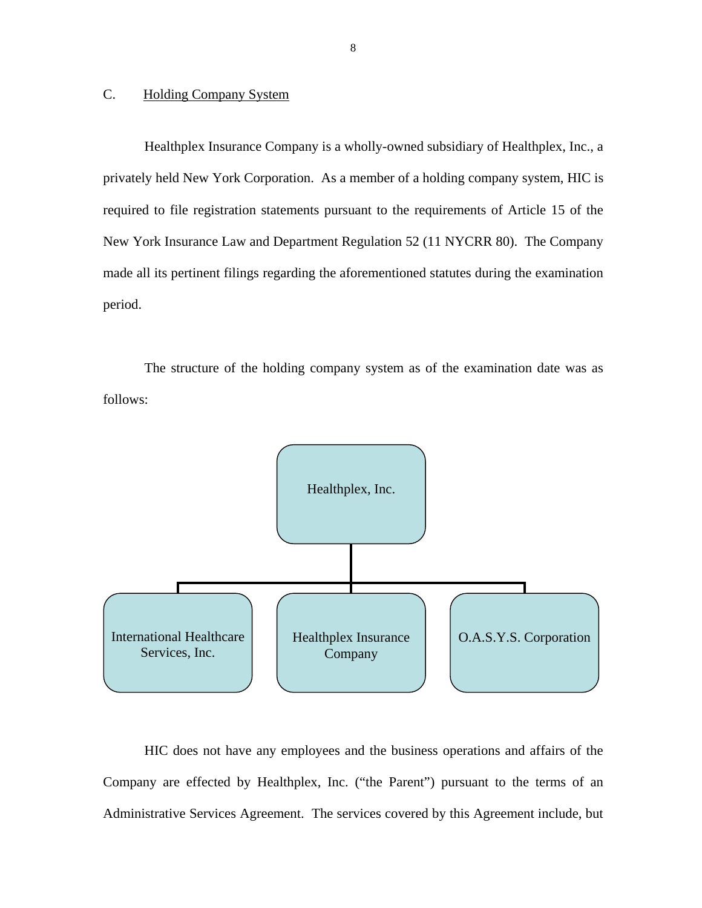## C. Holding Company System

Healthplex Insurance Company is a wholly-owned subsidiary of Healthplex, Inc., a privately held New York Corporation. As a member of a holding company system, HIC is required to file registration statements pursuant to the requirements of Article 15 of the New York Insurance Law and Department Regulation 52 (11 NYCRR 80). The Company made all its pertinent filings regarding the aforementioned statutes during the examination period.

The structure of the holding company system as of the examination date was as follows:

Healthplex, Inc.

- International Healthcare Services, Inc.
- Healthplex Insurance Company
- O.A.S.Y.S. Corporation

HIC does not have any employees and the business operations and affairs of the Company are effected by Healthplex, Inc. ("the Parent") pursuant to the terms of an Administrative Services Agreement. The services covered by this Agreement include, but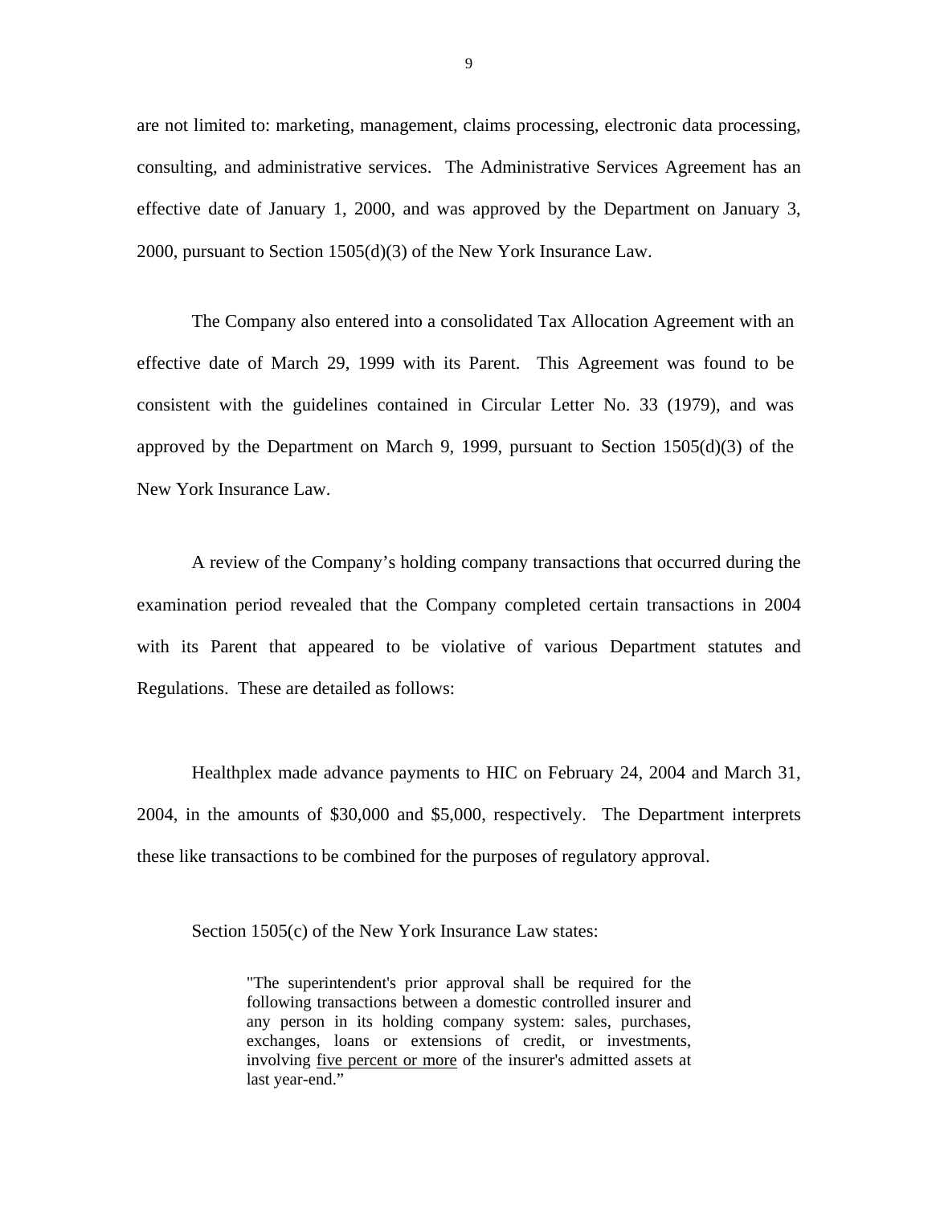are not limited to: marketing, management, claims processing, electronic data processing, consulting, and administrative services. The Administrative Services Agreement has an effective date of January 1, 2000, and was approved by the Department on January 3, 2000, pursuant to Section 1505(d)(3) of the New York Insurance Law.

The Company also entered into a consolidated Tax Allocation Agreement with an effective date of March 29, 1999 with its Parent. This Agreement was found to be consistent with the guidelines contained in Circular Letter No. 33 (1979), and was approved by the Department on March 9, 1999, pursuant to Section 1505(d)(3) of the New York Insurance Law.

A review of the Company's holding company transactions that occurred during the examination period revealed that the Company completed certain transactions in 2004 with its Parent that appeared to be violative of various Department statutes and Regulations. These are detailed as follows:

Healthplex made advance payments to HIC on February 24, 2004 and March 31, 2004, in the amounts of $30,000 and $5,000, respectively. The Department interprets these like transactions to be combined for the purposes of regulatory approval.

Section 1505(c) of the New York Insurance Law states:

> "The superintendent's prior approval shall be required for the following transactions between a domestic controlled insurer and any person in its holding company system: sales, purchases, exchanges, loans or extensions of credit, or investments, involving <u>five percent or more</u> of the insurer's admitted assets at last year-end."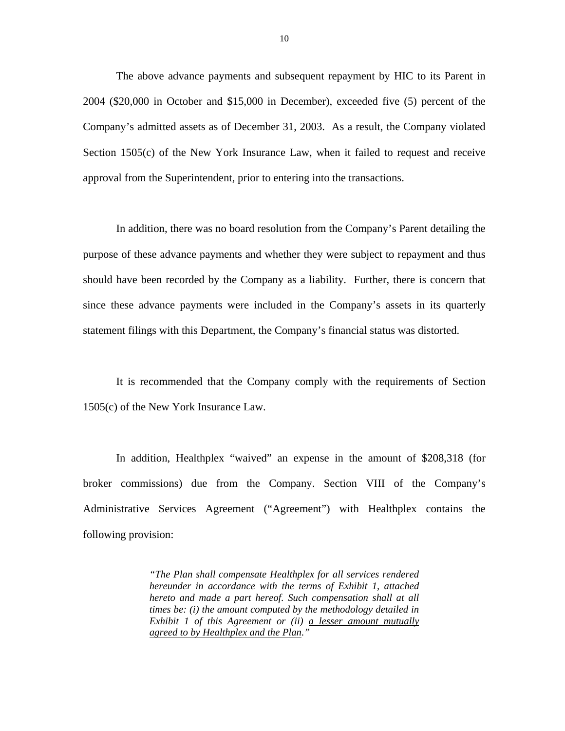The above advance payments and subsequent repayment by HIC to its Parent in 2004 ($20,000 in October and $15,000 in December), exceeded five (5) percent of the Company's admitted assets as of December 31, 2003. As a result, the Company violated Section 1505(c) of the New York Insurance Law, when it failed to request and receive approval from the Superintendent, prior to entering into the transactions.

In addition, there was no board resolution from the Company's Parent detailing the purpose of these advance payments and whether they were subject to repayment and thus should have been recorded by the Company as a liability. Further, there is concern that since these advance payments were included in the Company's assets in its quarterly statement filings with this Department, the Company's financial status was distorted.

It is recommended that the Company comply with the requirements of Section 1505(c) of the New York Insurance Law.

In addition, Healthplex "waived" an expense in the amount of $208,318 (for broker commissions) due from the Company. Section VIII of the Company's Administrative Services Agreement ("Agreement") with Healthplex contains the following provision:

> *"The Plan shall compensate Healthplex for all services rendered hereunder in accordance with the terms of Exhibit 1, attached hereto and made a part hereof. Such compensation shall at all times be: (i) the amount computed by the methodology detailed in Exhibit 1 of this Agreement or (ii) <u>a lesser amount mutually agreed to by Healthplex and the Plan</u>."*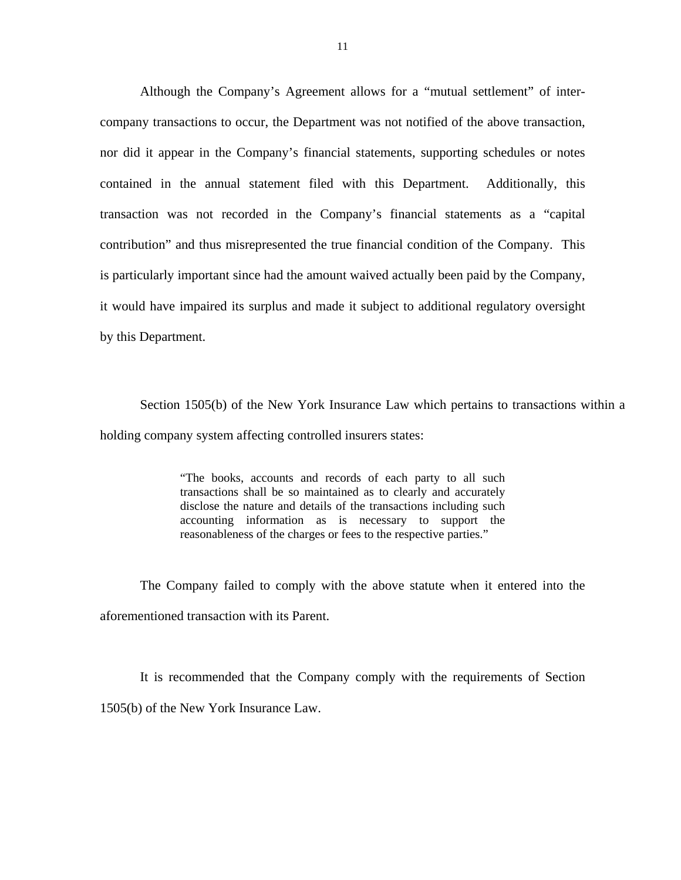Although the Company's Agreement allows for a "mutual settlement" of inter-company transactions to occur, the Department was not notified of the above transaction, nor did it appear in the Company's financial statements, supporting schedules or notes contained in the annual statement filed with this Department. Additionally, this transaction was not recorded in the Company's financial statements as a "capital contribution" and thus misrepresented the true financial condition of the Company. This is particularly important since had the amount waived actually been paid by the Company, it would have impaired its surplus and made it subject to additional regulatory oversight by this Department.

Section 1505(b) of the New York Insurance Law which pertains to transactions within a holding company system affecting controlled insurers states:

> "The books, accounts and records of each party to all such transactions shall be so maintained as to clearly and accurately disclose the nature and details of the transactions including such accounting information as is necessary to support the reasonableness of the charges or fees to the respective parties."

The Company failed to comply with the above statute when it entered into the aforementioned transaction with its Parent.

It is recommended that the Company comply with the requirements of Section 1505(b) of the New York Insurance Law.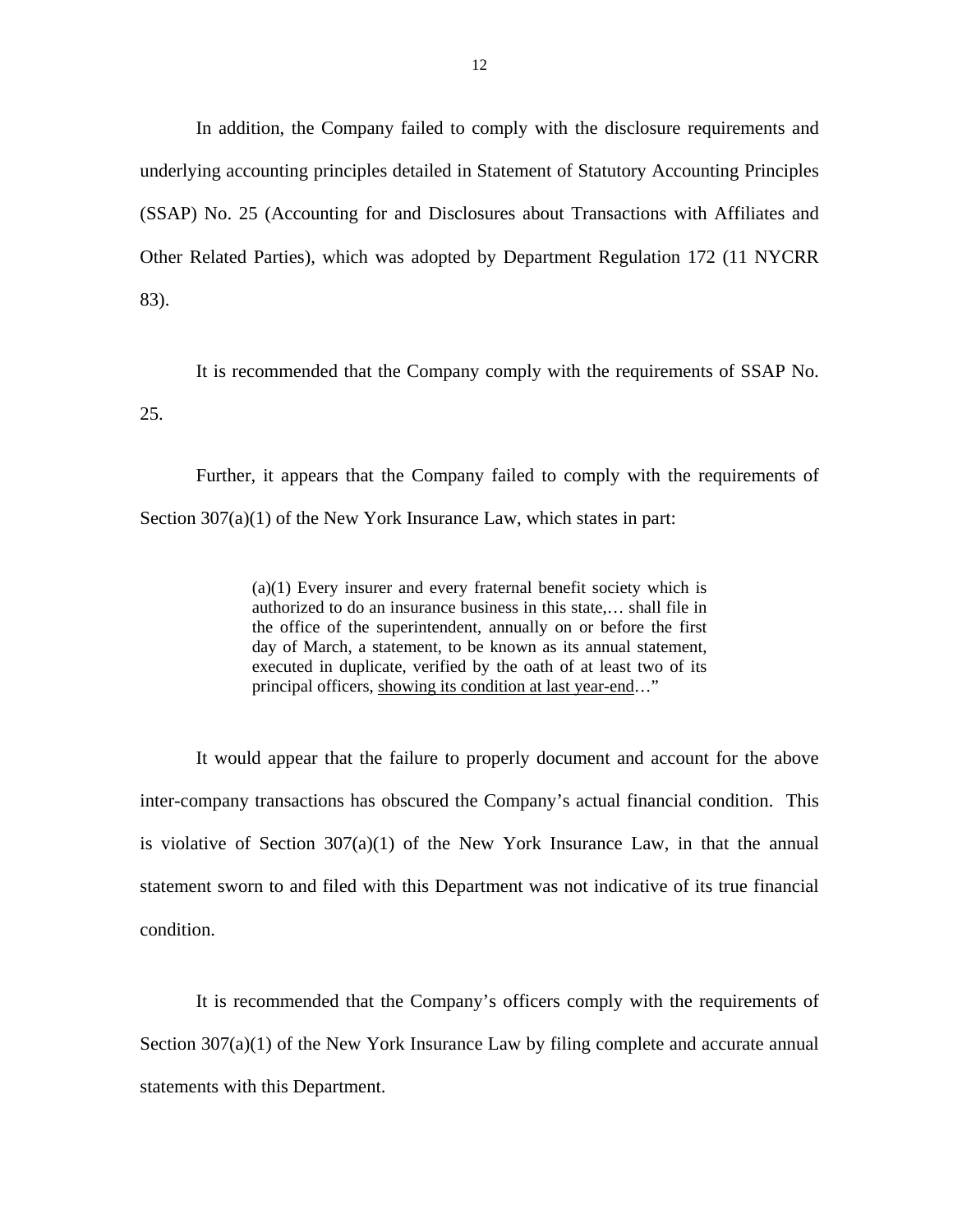In addition, the Company failed to comply with the disclosure requirements and underlying accounting principles detailed in Statement of Statutory Accounting Principles (SSAP) No. 25 (Accounting for and Disclosures about Transactions with Affiliates and Other Related Parties), which was adopted by Department Regulation 172 (11 NYCRR 83).

It is recommended that the Company comply with the requirements of SSAP No. 25.

Further, it appears that the Company failed to comply with the requirements of Section 307(a)(1) of the New York Insurance Law, which states in part:

> (a)(1) Every insurer and every fraternal benefit society which is authorized to do an insurance business in this state,… shall file in the office of the superintendent, annually on or before the first day of March, a statement, to be known as its annual statement, executed in duplicate, verified by the oath of at least two of its principal officers, <u>showing its condition at last year-end</u>…"

It would appear that the failure to properly document and account for the above inter-company transactions has obscured the Company's actual financial condition. This is violative of Section 307(a)(1) of the New York Insurance Law, in that the annual statement sworn to and filed with this Department was not indicative of its true financial condition.

It is recommended that the Company's officers comply with the requirements of Section 307(a)(1) of the New York Insurance Law by filing complete and accurate annual statements with this Department.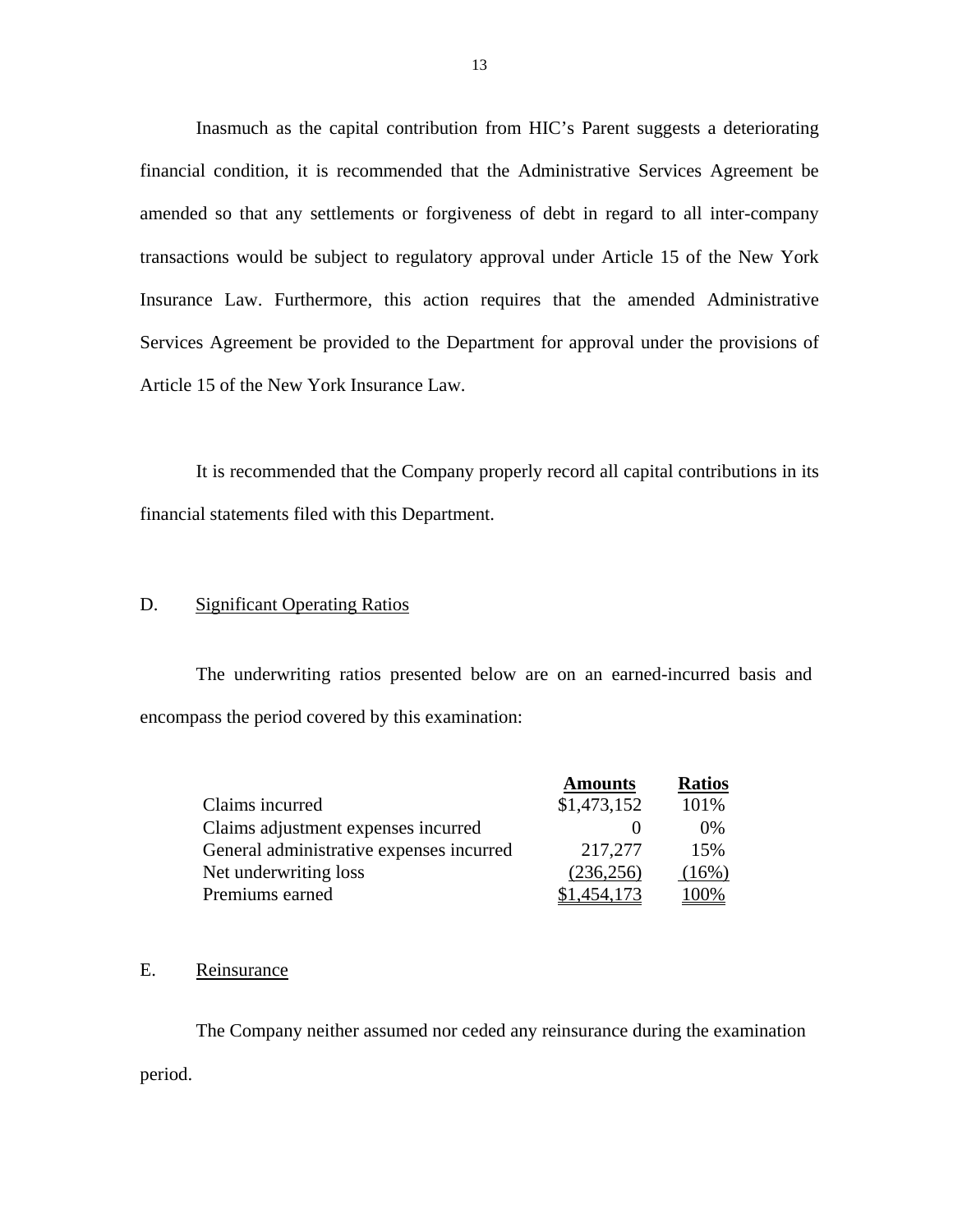Inasmuch as the capital contribution from HIC's Parent suggests a deteriorating financial condition, it is recommended that the Administrative Services Agreement be amended so that any settlements or forgiveness of debt in regard to all inter-company transactions would be subject to regulatory approval under Article 15 of the New York Insurance Law. Furthermore, this action requires that the amended Administrative Services Agreement be provided to the Department for approval under the provisions of Article 15 of the New York Insurance Law.

It is recommended that the Company properly record all capital contributions in its financial statements filed with this Department.

## D. Significant Operating Ratios

The underwriting ratios presented below are on an earned-incurred basis and encompass the period covered by this examination:

| | Amounts | Ratios |
|---|---|---|
| Claims incurred | $1,473,152 | 101% |
| Claims adjustment expenses incurred | 0 | 0% |
| General administrative expenses incurred | 217,277 | 15% |
| Net underwriting loss | (236,256) | (16%) |
| Premiums earned | $1,454,173 | 100% |

## E. Reinsurance

The Company neither assumed nor ceded any reinsurance during the examination period.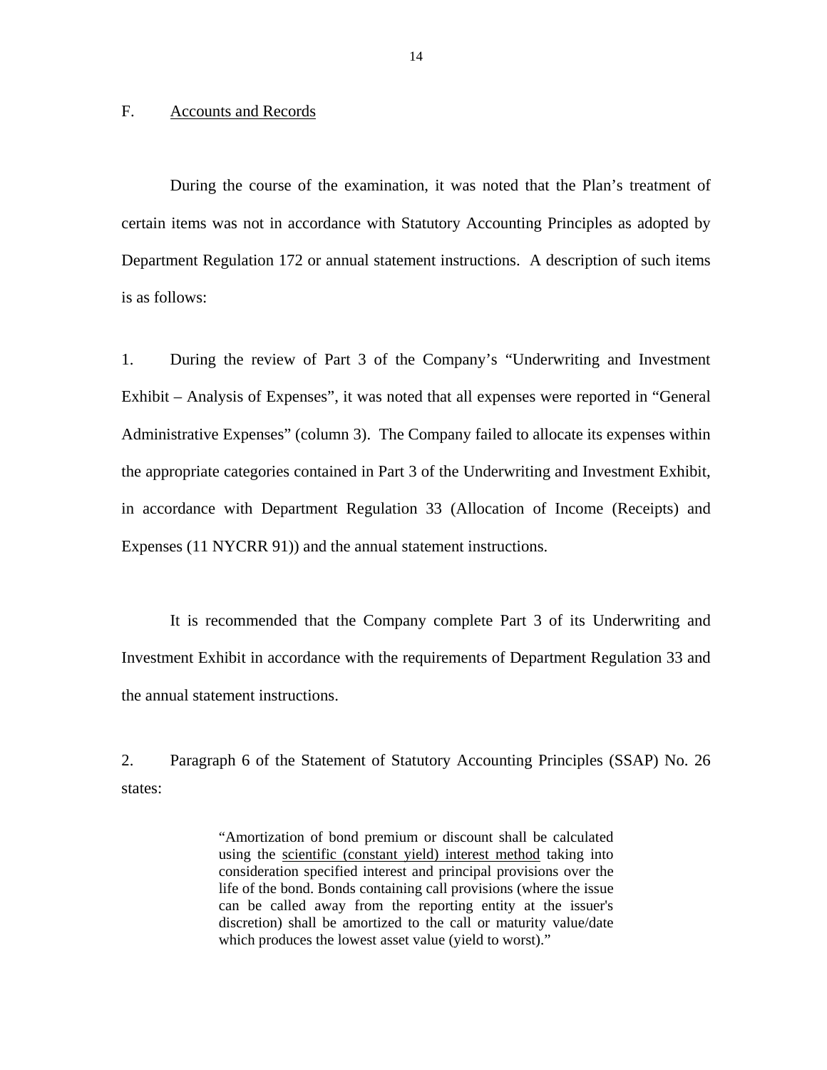## F. Accounts and Records

During the course of the examination, it was noted that the Plan's treatment of certain items was not in accordance with Statutory Accounting Principles as adopted by Department Regulation 172 or annual statement instructions. A description of such items is as follows:

1. During the review of Part 3 of the Company's "Underwriting and Investment Exhibit – Analysis of Expenses", it was noted that all expenses were reported in "General Administrative Expenses" (column 3). The Company failed to allocate its expenses within the appropriate categories contained in Part 3 of the Underwriting and Investment Exhibit, in accordance with Department Regulation 33 (Allocation of Income (Receipts) and Expenses (11 NYCRR 91)) and the annual statement instructions.

It is recommended that the Company complete Part 3 of its Underwriting and Investment Exhibit in accordance with the requirements of Department Regulation 33 and the annual statement instructions.

2. Paragraph 6 of the Statement of Statutory Accounting Principles (SSAP) No. 26 states:

> "Amortization of bond premium or discount shall be calculated using the scientific (constant yield) interest method taking into consideration specified interest and principal provisions over the life of the bond. Bonds containing call provisions (where the issue can be called away from the reporting entity at the issuer's discretion) shall be amortized to the call or maturity value/date which produces the lowest asset value (yield to worst)."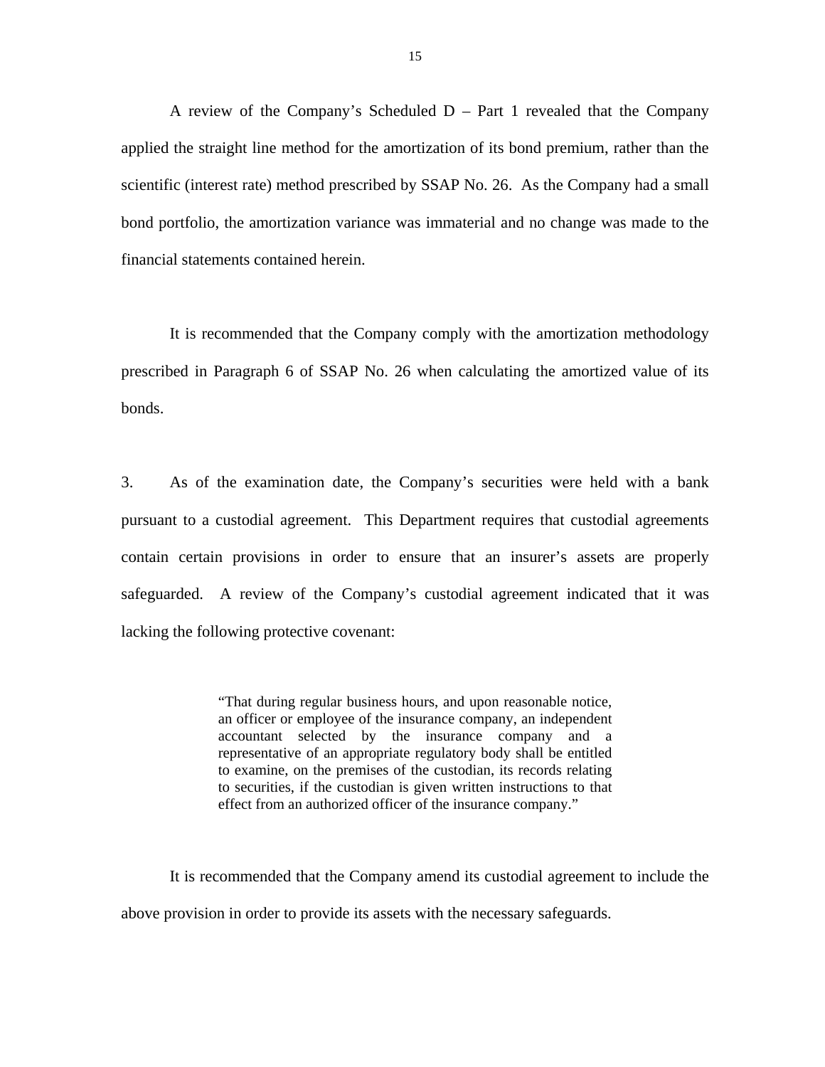A review of the Company's Scheduled D – Part 1 revealed that the Company applied the straight line method for the amortization of its bond premium, rather than the scientific (interest rate) method prescribed by SSAP No. 26. As the Company had a small bond portfolio, the amortization variance was immaterial and no change was made to the financial statements contained herein.

It is recommended that the Company comply with the amortization methodology prescribed in Paragraph 6 of SSAP No. 26 when calculating the amortized value of its bonds.

3. As of the examination date, the Company's securities were held with a bank pursuant to a custodial agreement. This Department requires that custodial agreements contain certain provisions in order to ensure that an insurer's assets are properly safeguarded. A review of the Company's custodial agreement indicated that it was lacking the following protective covenant:

> "That during regular business hours, and upon reasonable notice, an officer or employee of the insurance company, an independent accountant selected by the insurance company and a representative of an appropriate regulatory body shall be entitled to examine, on the premises of the custodian, its records relating to securities, if the custodian is given written instructions to that effect from an authorized officer of the insurance company."

It is recommended that the Company amend its custodial agreement to include the above provision in order to provide its assets with the necessary safeguards.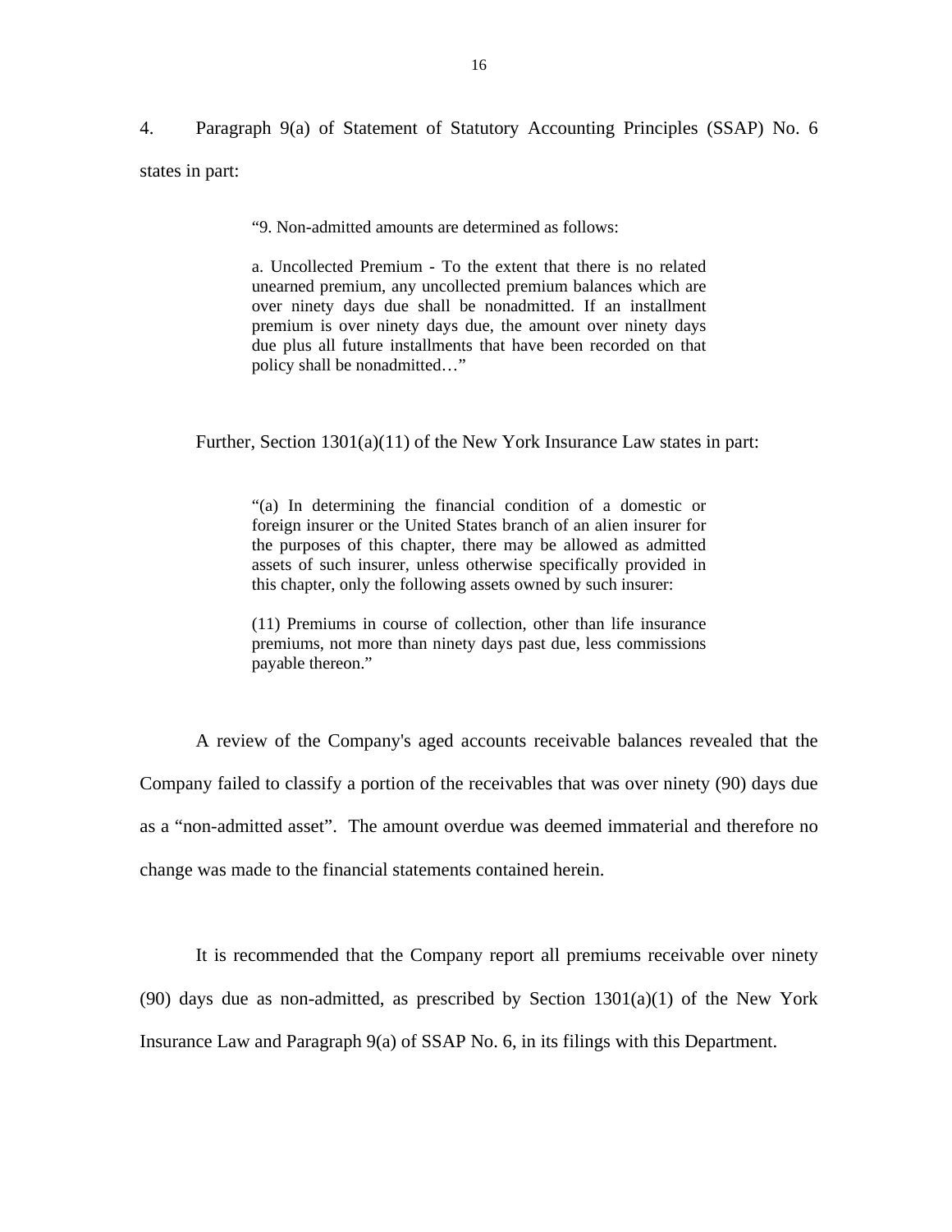4. Paragraph 9(a) of Statement of Statutory Accounting Principles (SSAP) No. 6 states in part:

> "9. Non-admitted amounts are determined as follows:
>
> a. Uncollected Premium - To the extent that there is no related unearned premium, any uncollected premium balances which are over ninety days due shall be nonadmitted. If an installment premium is over ninety days due, the amount over ninety days due plus all future installments that have been recorded on that policy shall be nonadmitted…"

Further, Section 1301(a)(11) of the New York Insurance Law states in part:

> "(a) In determining the financial condition of a domestic or foreign insurer or the United States branch of an alien insurer for the purposes of this chapter, there may be allowed as admitted assets of such insurer, unless otherwise specifically provided in this chapter, only the following assets owned by such insurer:
>
> (11) Premiums in course of collection, other than life insurance premiums, not more than ninety days past due, less commissions payable thereon."

A review of the Company's aged accounts receivable balances revealed that the Company failed to classify a portion of the receivables that was over ninety (90) days due as a "non-admitted asset". The amount overdue was deemed immaterial and therefore no change was made to the financial statements contained herein.

It is recommended that the Company report all premiums receivable over ninety (90) days due as non-admitted, as prescribed by Section 1301(a)(1) of the New York Insurance Law and Paragraph 9(a) of SSAP No. 6, in its filings with this Department.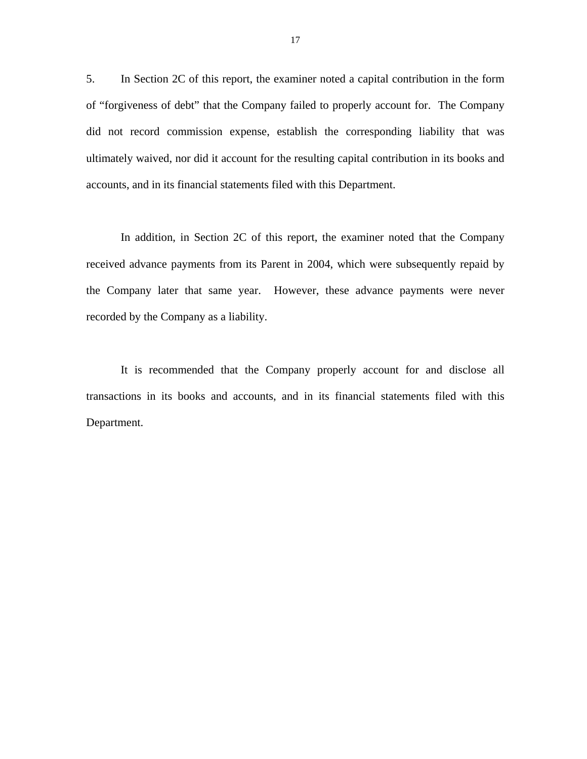5. In Section 2C of this report, the examiner noted a capital contribution in the form of "forgiveness of debt" that the Company failed to properly account for. The Company did not record commission expense, establish the corresponding liability that was ultimately waived, nor did it account for the resulting capital contribution in its books and accounts, and in its financial statements filed with this Department.

In addition, in Section 2C of this report, the examiner noted that the Company received advance payments from its Parent in 2004, which were subsequently repaid by the Company later that same year. However, these advance payments were never recorded by the Company as a liability.

It is recommended that the Company properly account for and disclose all transactions in its books and accounts, and in its financial statements filed with this Department.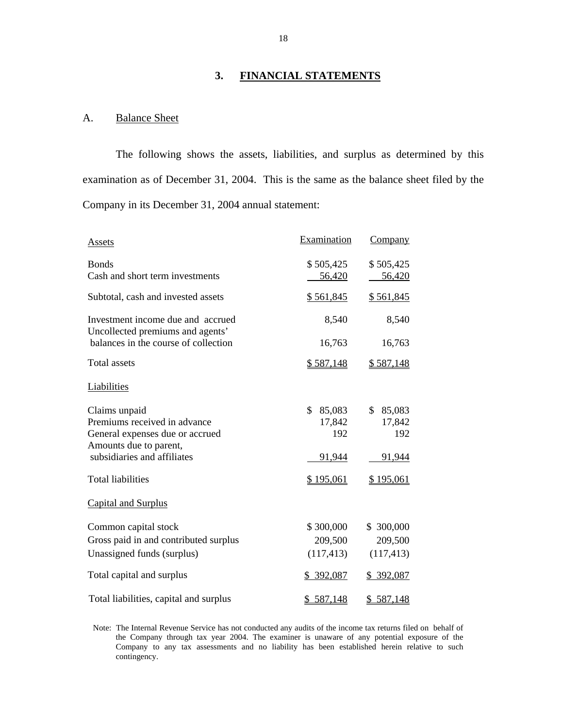## 3. FINANCIAL STATEMENTS

### A. Balance Sheet

The following shows the assets, liabilities, and surplus as determined by this examination as of December 31, 2004. This is the same as the balance sheet filed by the Company in its December 31, 2004 annual statement:

| Assets | Examination | Company |
|---|---|---|
| Bonds | $ 505,425 | $ 505,425 |
| Cash and short term investments | 56,420 | 56,420 |
| Subtotal, cash and invested assets | $ 561,845 | $ 561,845 |
| Investment income due and accrued | 8,540 | 8,540 |
| Uncollected premiums and agents' balances in the course of collection | 16,763 | 16,763 |
| Total assets | $ 587,148 | $ 587,148 |
| **Liabilities** | | |
| Claims unpaid | $ 85,083 | $ 85,083 |
| Premiums received in advance | 17,842 | 17,842 |
| General expenses due or accrued | 192 | 192 |
| Amounts due to parent, subsidiaries and affiliates | 91,944 | 91,944 |
| Total liabilities | $ 195,061 | $ 195,061 |
| **Capital and Surplus** | | |
| Common capital stock | $ 300,000 | $ 300,000 |
| Gross paid in and contributed surplus | 209,500 | 209,500 |
| Unassigned funds (surplus) | (117,413) | (117,413) |
| Total capital and surplus | $ 392,087 | $ 392,087 |
| Total liabilities, capital and surplus | $ 587,148 | $ 587,148 |

Note: The Internal Revenue Service has not conducted any audits of the income tax returns filed on behalf of the Company through tax year 2004. The examiner is unaware of any potential exposure of the Company to any tax assessments and no liability has been established herein relative to such contingency.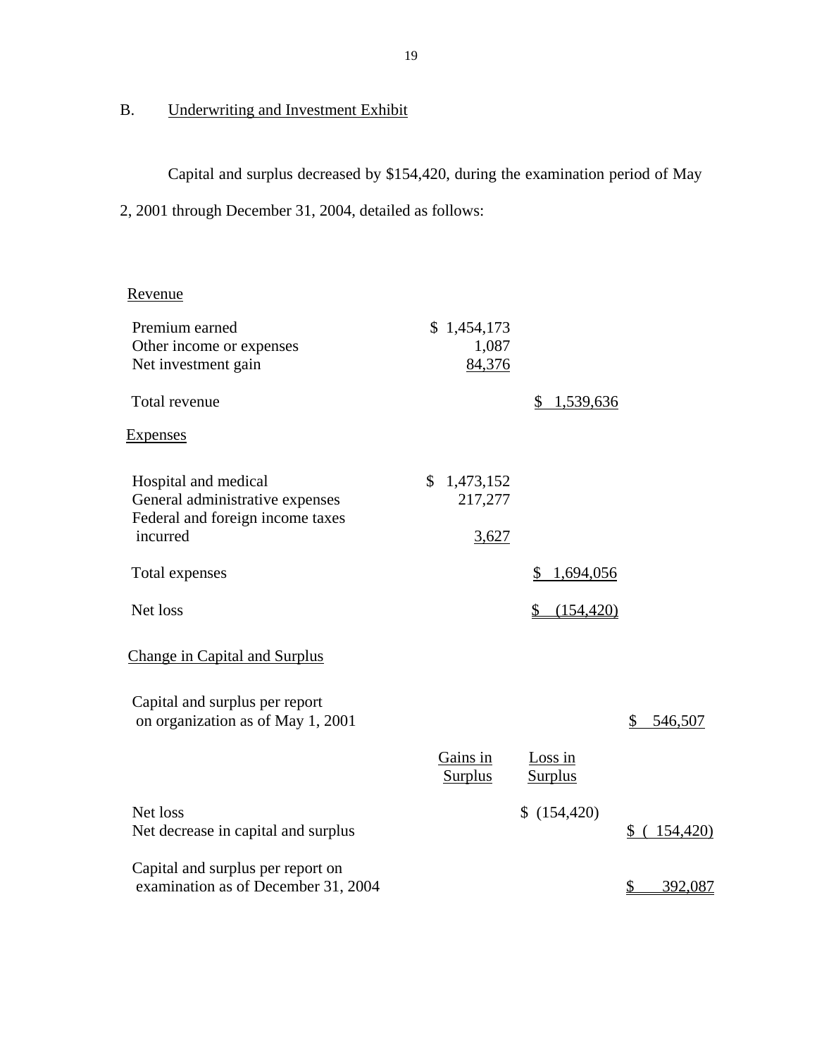## B. Underwriting and Investment Exhibit

Capital and surplus decreased by $154,420, during the examination period of May 2, 2001 through December 31, 2004, detailed as follows:

| | | | |
|---|---|---|---|
| **Revenue** | | | |
| Premium earned | $ 1,454,173 | | |
| Other income or expenses | 1,087 | | |
| Net investment gain | 84,376 | | |
| Total revenue | | $ 1,539,636 | |
| **Expenses** | | | |
| Hospital and medical | $ 1,473,152 | | |
| General administrative expenses | 217,277 | | |
| Federal and foreign income taxes incurred | 3,627 | | |
| Total expenses | | $ 1,694,056 | |
| Net loss | | $ (154,420) | |

**Change in Capital and Surplus**

| | Gains in Surplus | Loss in Surplus | |
|---|---|---|---|
| Capital and surplus per report on organization as of May 1, 2001 | | | $ 546,507 |
| Net loss | | $ (154,420) | |
| Net decrease in capital and surplus | | | $ ( 154,420) |
| Capital and surplus per report on examination as of December 31, 2004 | | | $ 392,087 |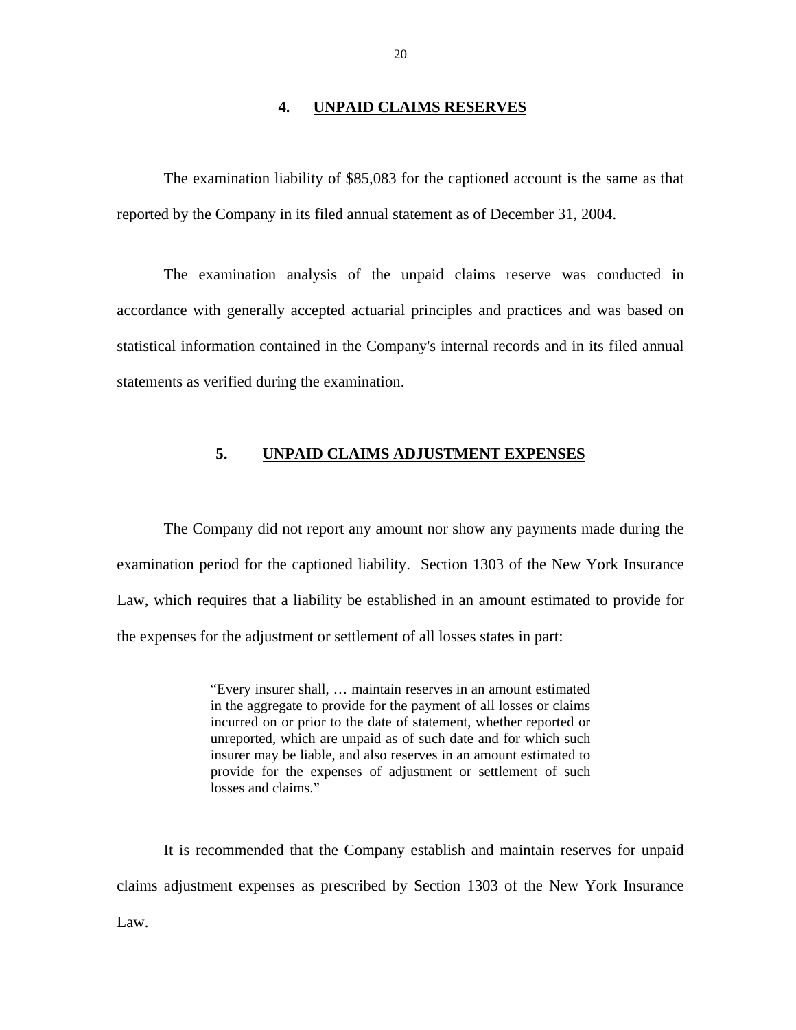## 4. UNPAID CLAIMS RESERVES

The examination liability of $85,083 for the captioned account is the same as that reported by the Company in its filed annual statement as of December 31, 2004.

The examination analysis of the unpaid claims reserve was conducted in accordance with generally accepted actuarial principles and practices and was based on statistical information contained in the Company's internal records and in its filed annual statements as verified during the examination.

## 5. UNPAID CLAIMS ADJUSTMENT EXPENSES

The Company did not report any amount nor show any payments made during the examination period for the captioned liability. Section 1303 of the New York Insurance Law, which requires that a liability be established in an amount estimated to provide for the expenses for the adjustment or settlement of all losses states in part:

> "Every insurer shall, … maintain reserves in an amount estimated in the aggregate to provide for the payment of all losses or claims incurred on or prior to the date of statement, whether reported or unreported, which are unpaid as of such date and for which such insurer may be liable, and also reserves in an amount estimated to provide for the expenses of adjustment or settlement of such losses and claims."

It is recommended that the Company establish and maintain reserves for unpaid claims adjustment expenses as prescribed by Section 1303 of the New York Insurance Law.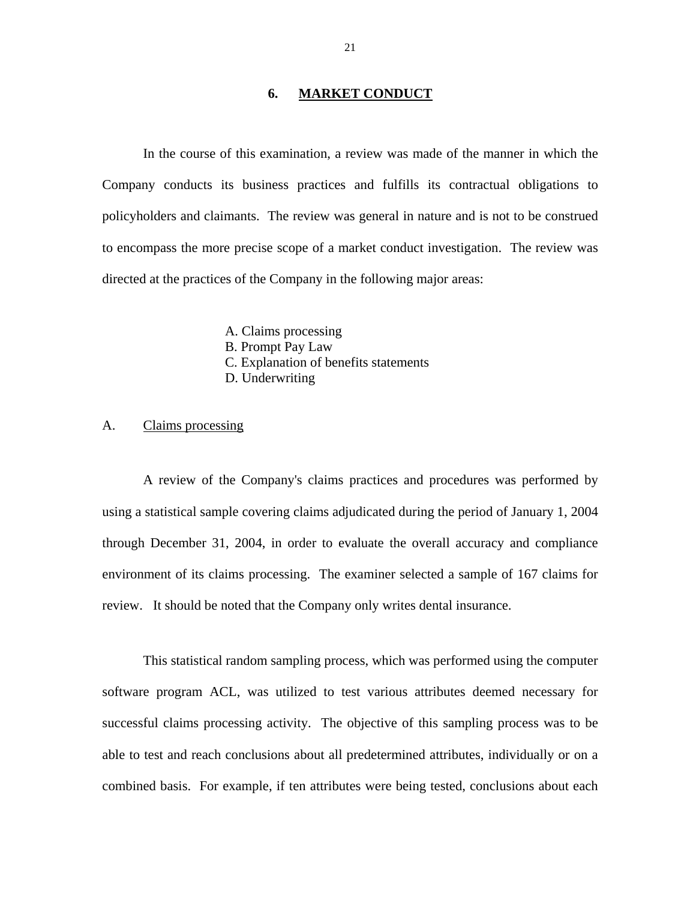## 6. MARKET CONDUCT

In the course of this examination, a review was made of the manner in which the Company conducts its business practices and fulfills its contractual obligations to policyholders and claimants. The review was general in nature and is not to be construed to encompass the more precise scope of a market conduct investigation. The review was directed at the practices of the Company in the following major areas:

A. Claims processing
B. Prompt Pay Law
C. Explanation of benefits statements
D. Underwriting

### A. Claims processing

A review of the Company's claims practices and procedures was performed by using a statistical sample covering claims adjudicated during the period of January 1, 2004 through December 31, 2004, in order to evaluate the overall accuracy and compliance environment of its claims processing. The examiner selected a sample of 167 claims for review. It should be noted that the Company only writes dental insurance.

This statistical random sampling process, which was performed using the computer software program ACL, was utilized to test various attributes deemed necessary for successful claims processing activity. The objective of this sampling process was to be able to test and reach conclusions about all predetermined attributes, individually or on a combined basis. For example, if ten attributes were being tested, conclusions about each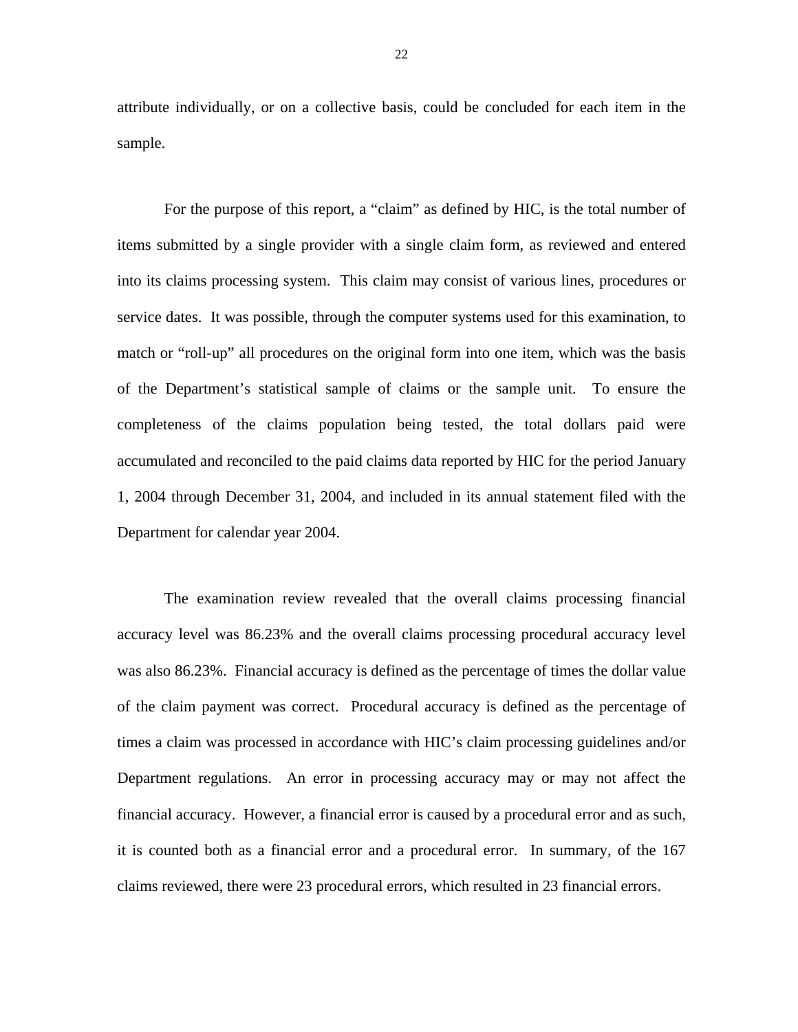attribute individually, or on a collective basis, could be concluded for each item in the sample.

For the purpose of this report, a "claim" as defined by HIC, is the total number of items submitted by a single provider with a single claim form, as reviewed and entered into its claims processing system. This claim may consist of various lines, procedures or service dates. It was possible, through the computer systems used for this examination, to match or "roll-up" all procedures on the original form into one item, which was the basis of the Department's statistical sample of claims or the sample unit. To ensure the completeness of the claims population being tested, the total dollars paid were accumulated and reconciled to the paid claims data reported by HIC for the period January 1, 2004 through December 31, 2004, and included in its annual statement filed with the Department for calendar year 2004.

The examination review revealed that the overall claims processing financial accuracy level was 86.23% and the overall claims processing procedural accuracy level was also 86.23%. Financial accuracy is defined as the percentage of times the dollar value of the claim payment was correct. Procedural accuracy is defined as the percentage of times a claim was processed in accordance with HIC's claim processing guidelines and/or Department regulations. An error in processing accuracy may or may not affect the financial accuracy. However, a financial error is caused by a procedural error and as such, it is counted both as a financial error and a procedural error. In summary, of the 167 claims reviewed, there were 23 procedural errors, which resulted in 23 financial errors.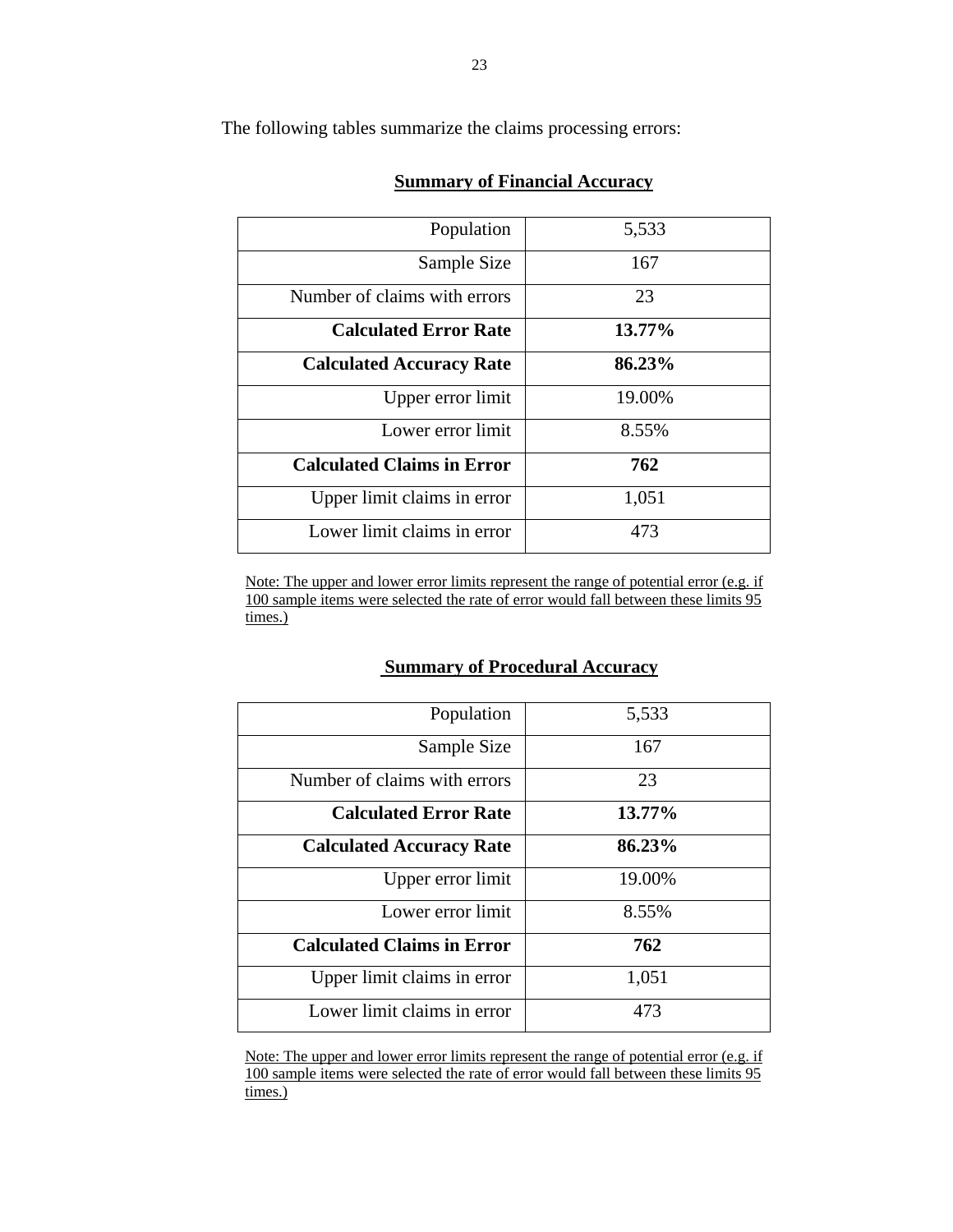The following tables summarize the claims processing errors:

**Summary of Financial Accuracy**

| | |
|---|---|
| Population | 5,533 |
| Sample Size | 167 |
| Number of claims with errors | 23 |
| **Calculated Error Rate** | **13.77%** |
| **Calculated Accuracy Rate** | **86.23%** |
| Upper error limit | 19.00% |
| Lower error limit | 8.55% |
| **Calculated Claims in Error** | **762** |
| Upper limit claims in error | 1,051 |
| Lower limit claims in error | 473 |

Note: The upper and lower error limits represent the range of potential error (e.g. if 100 sample items were selected the rate of error would fall between these limits 95 times.)

**Summary of Procedural Accuracy**

| | |
|---|---|
| Population | 5,533 |
| Sample Size | 167 |
| Number of claims with errors | 23 |
| **Calculated Error Rate** | **13.77%** |
| **Calculated Accuracy Rate** | **86.23%** |
| Upper error limit | 19.00% |
| Lower error limit | 8.55% |
| **Calculated Claims in Error** | **762** |
| Upper limit claims in error | 1,051 |
| Lower limit claims in error | 473 |

Note: The upper and lower error limits represent the range of potential error (e.g. if 100 sample items were selected the rate of error would fall between these limits 95 times.)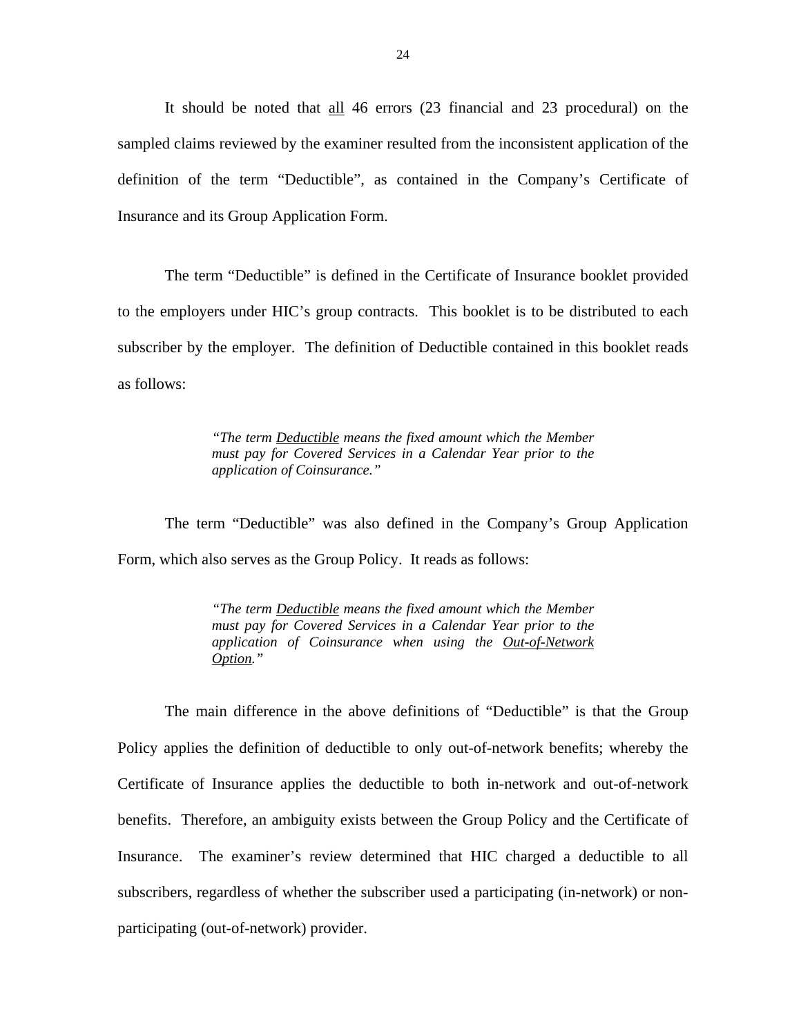It should be noted that <u>all</u> 46 errors (23 financial and 23 procedural) on the sampled claims reviewed by the examiner resulted from the inconsistent application of the definition of the term "Deductible", as contained in the Company's Certificate of Insurance and its Group Application Form.

The term "Deductible" is defined in the Certificate of Insurance booklet provided to the employers under HIC's group contracts. This booklet is to be distributed to each subscriber by the employer. The definition of Deductible contained in this booklet reads as follows:

> *"The term <u>Deductible</u> means the fixed amount which the Member must pay for Covered Services in a Calendar Year prior to the application of Coinsurance."*

The term "Deductible" was also defined in the Company's Group Application Form, which also serves as the Group Policy. It reads as follows:

> *"The term <u>Deductible</u> means the fixed amount which the Member must pay for Covered Services in a Calendar Year prior to the application of Coinsurance when using the <u>Out-of-Network Option</u>."*

The main difference in the above definitions of "Deductible" is that the Group Policy applies the definition of deductible to only out-of-network benefits; whereby the Certificate of Insurance applies the deductible to both in-network and out-of-network benefits. Therefore, an ambiguity exists between the Group Policy and the Certificate of Insurance. The examiner's review determined that HIC charged a deductible to all subscribers, regardless of whether the subscriber used a participating (in-network) or non-participating (out-of-network) provider.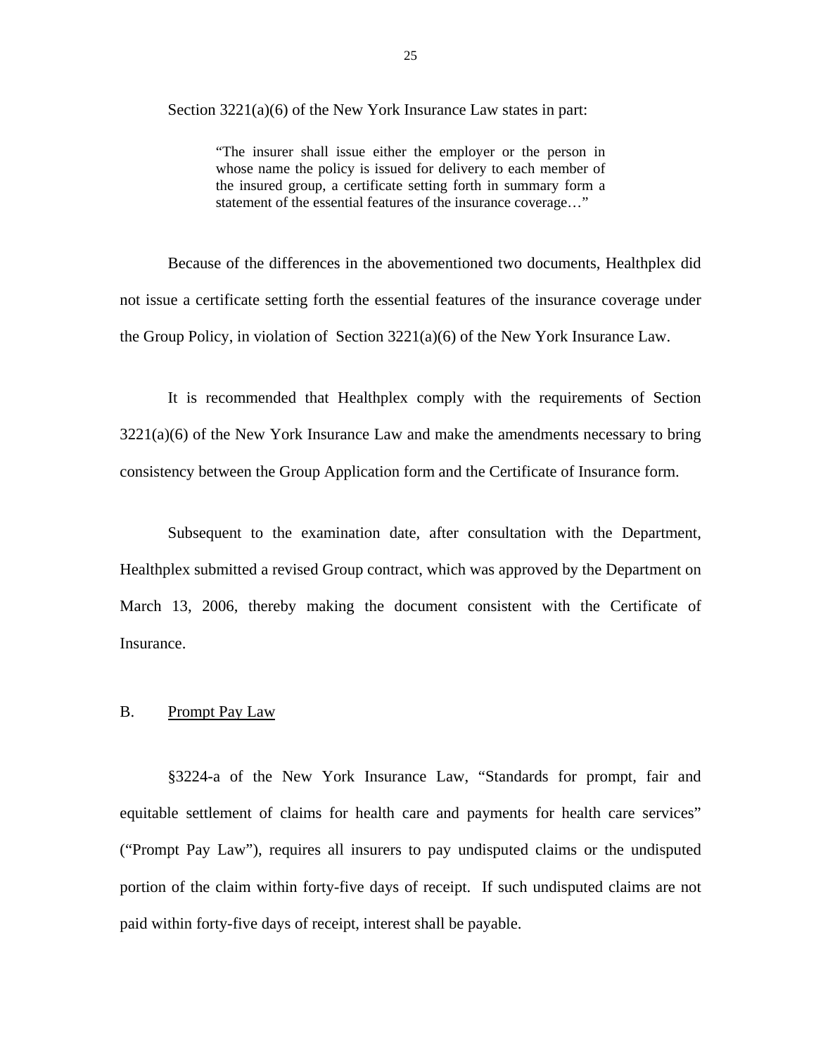Section 3221(a)(6) of the New York Insurance Law states in part:

> "The insurer shall issue either the employer or the person in whose name the policy is issued for delivery to each member of the insured group, a certificate setting forth in summary form a statement of the essential features of the insurance coverage…"

Because of the differences in the abovementioned two documents, Healthplex did not issue a certificate setting forth the essential features of the insurance coverage under the Group Policy, in violation of Section 3221(a)(6) of the New York Insurance Law.

It is recommended that Healthplex comply with the requirements of Section 3221(a)(6) of the New York Insurance Law and make the amendments necessary to bring consistency between the Group Application form and the Certificate of Insurance form.

Subsequent to the examination date, after consultation with the Department, Healthplex submitted a revised Group contract, which was approved by the Department on March 13, 2006, thereby making the document consistent with the Certificate of Insurance.

## B. Prompt Pay Law

§3224-a of the New York Insurance Law, "Standards for prompt, fair and equitable settlement of claims for health care and payments for health care services" ("Prompt Pay Law"), requires all insurers to pay undisputed claims or the undisputed portion of the claim within forty-five days of receipt. If such undisputed claims are not paid within forty-five days of receipt, interest shall be payable.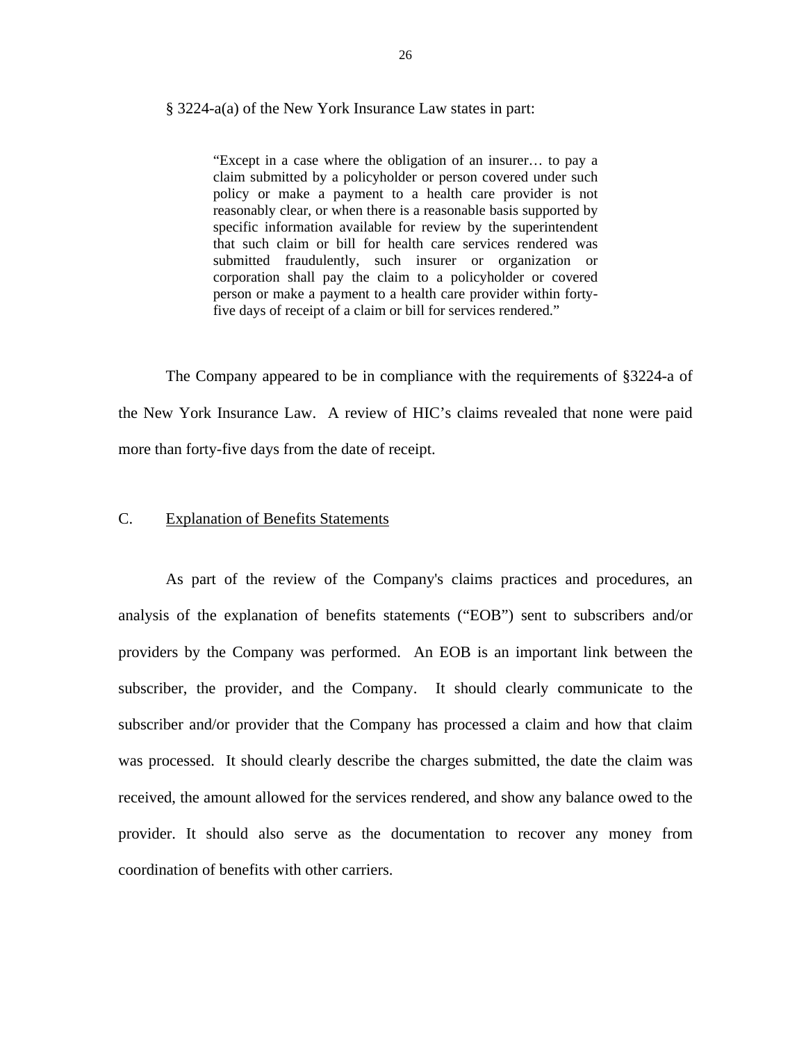§ 3224-a(a) of the New York Insurance Law states in part:

> "Except in a case where the obligation of an insurer… to pay a claim submitted by a policyholder or person covered under such policy or make a payment to a health care provider is not reasonably clear, or when there is a reasonable basis supported by specific information available for review by the superintendent that such claim or bill for health care services rendered was submitted fraudulently, such insurer or organization or corporation shall pay the claim to a policyholder or covered person or make a payment to a health care provider within forty-five days of receipt of a claim or bill for services rendered."

The Company appeared to be in compliance with the requirements of §3224-a of the New York Insurance Law. A review of HIC's claims revealed that none were paid more than forty-five days from the date of receipt.

## C. Explanation of Benefits Statements

As part of the review of the Company's claims practices and procedures, an analysis of the explanation of benefits statements ("EOB") sent to subscribers and/or providers by the Company was performed. An EOB is an important link between the subscriber, the provider, and the Company. It should clearly communicate to the subscriber and/or provider that the Company has processed a claim and how that claim was processed. It should clearly describe the charges submitted, the date the claim was received, the amount allowed for the services rendered, and show any balance owed to the provider. It should also serve as the documentation to recover any money from coordination of benefits with other carriers.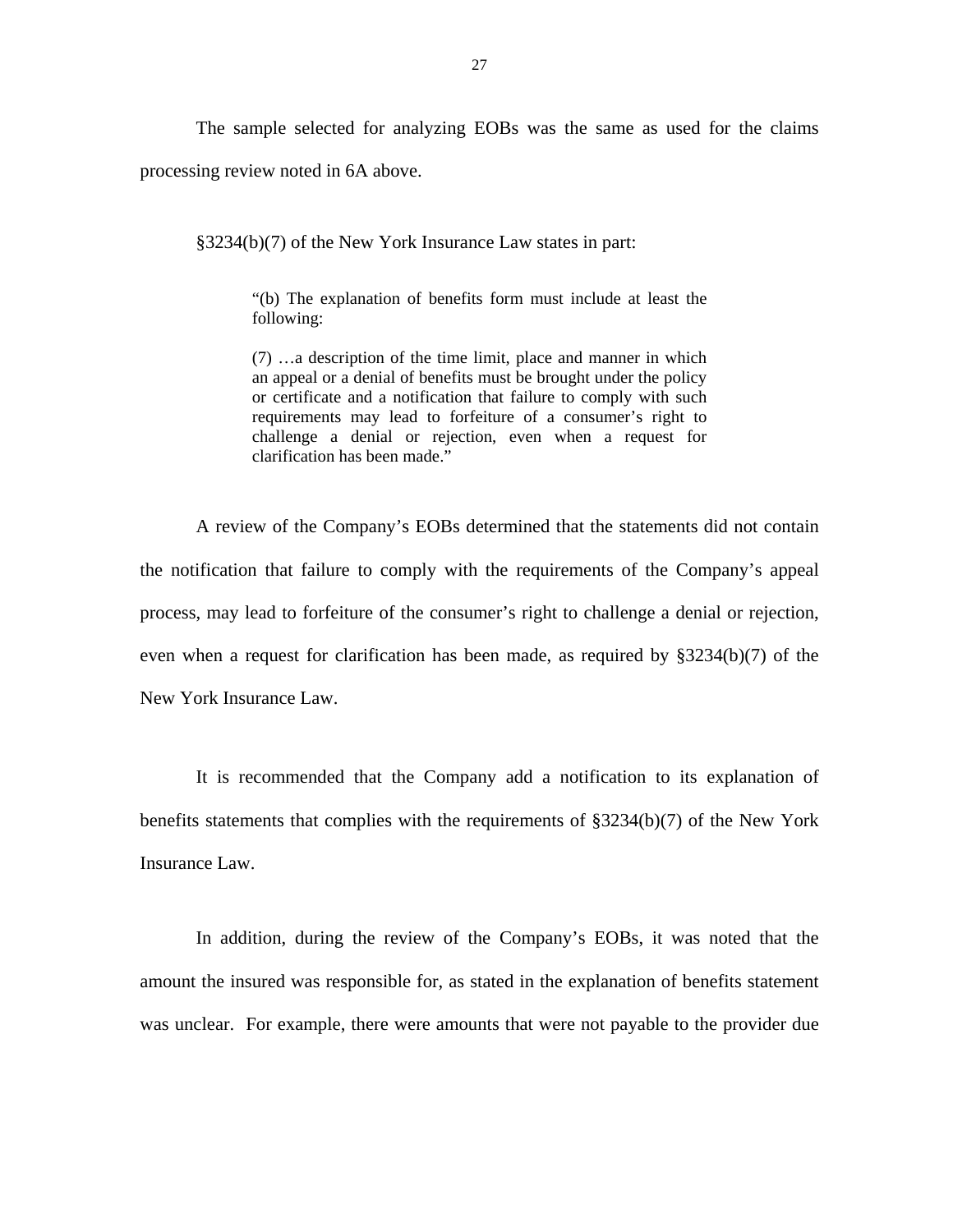The sample selected for analyzing EOBs was the same as used for the claims processing review noted in 6A above.

§3234(b)(7) of the New York Insurance Law states in part:

> "(b) The explanation of benefits form must include at least the following:
>
> (7) …a description of the time limit, place and manner in which an appeal or a denial of benefits must be brought under the policy or certificate and a notification that failure to comply with such requirements may lead to forfeiture of a consumer's right to challenge a denial or rejection, even when a request for clarification has been made."

A review of the Company's EOBs determined that the statements did not contain the notification that failure to comply with the requirements of the Company's appeal process, may lead to forfeiture of the consumer's right to challenge a denial or rejection, even when a request for clarification has been made, as required by §3234(b)(7) of the New York Insurance Law.

It is recommended that the Company add a notification to its explanation of benefits statements that complies with the requirements of §3234(b)(7) of the New York Insurance Law.

In addition, during the review of the Company's EOBs, it was noted that the amount the insured was responsible for, as stated in the explanation of benefits statement was unclear. For example, there were amounts that were not payable to the provider due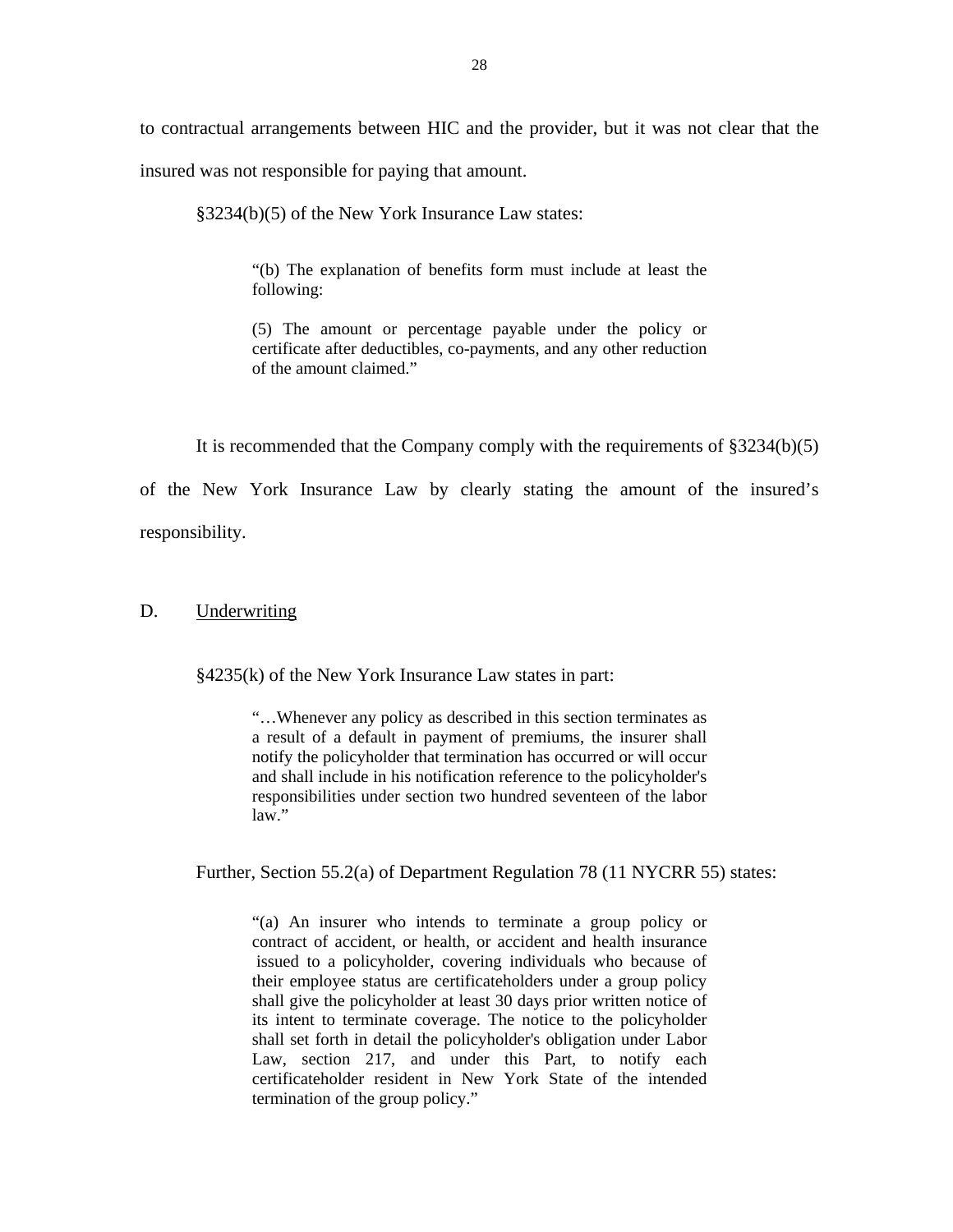to contractual arrangements between HIC and the provider, but it was not clear that the insured was not responsible for paying that amount.

§3234(b)(5) of the New York Insurance Law states:

> "(b) The explanation of benefits form must include at least the following:
>
> (5) The amount or percentage payable under the policy or certificate after deductibles, co-payments, and any other reduction of the amount claimed."

It is recommended that the Company comply with the requirements of §3234(b)(5) of the New York Insurance Law by clearly stating the amount of the insured's responsibility.

## D. Underwriting

§4235(k) of the New York Insurance Law states in part:

> "…Whenever any policy as described in this section terminates as a result of a default in payment of premiums, the insurer shall notify the policyholder that termination has occurred or will occur and shall include in his notification reference to the policyholder's responsibilities under section two hundred seventeen of the labor law."

Further, Section 55.2(a) of Department Regulation 78 (11 NYCRR 55) states:

> "(a) An insurer who intends to terminate a group policy or contract of accident, or health, or accident and health insurance issued to a policyholder, covering individuals who because of their employee status are certificateholders under a group policy shall give the policyholder at least 30 days prior written notice of its intent to terminate coverage. The notice to the policyholder shall set forth in detail the policyholder's obligation under Labor Law, section 217, and under this Part, to notify each certificateholder resident in New York State of the intended termination of the group policy."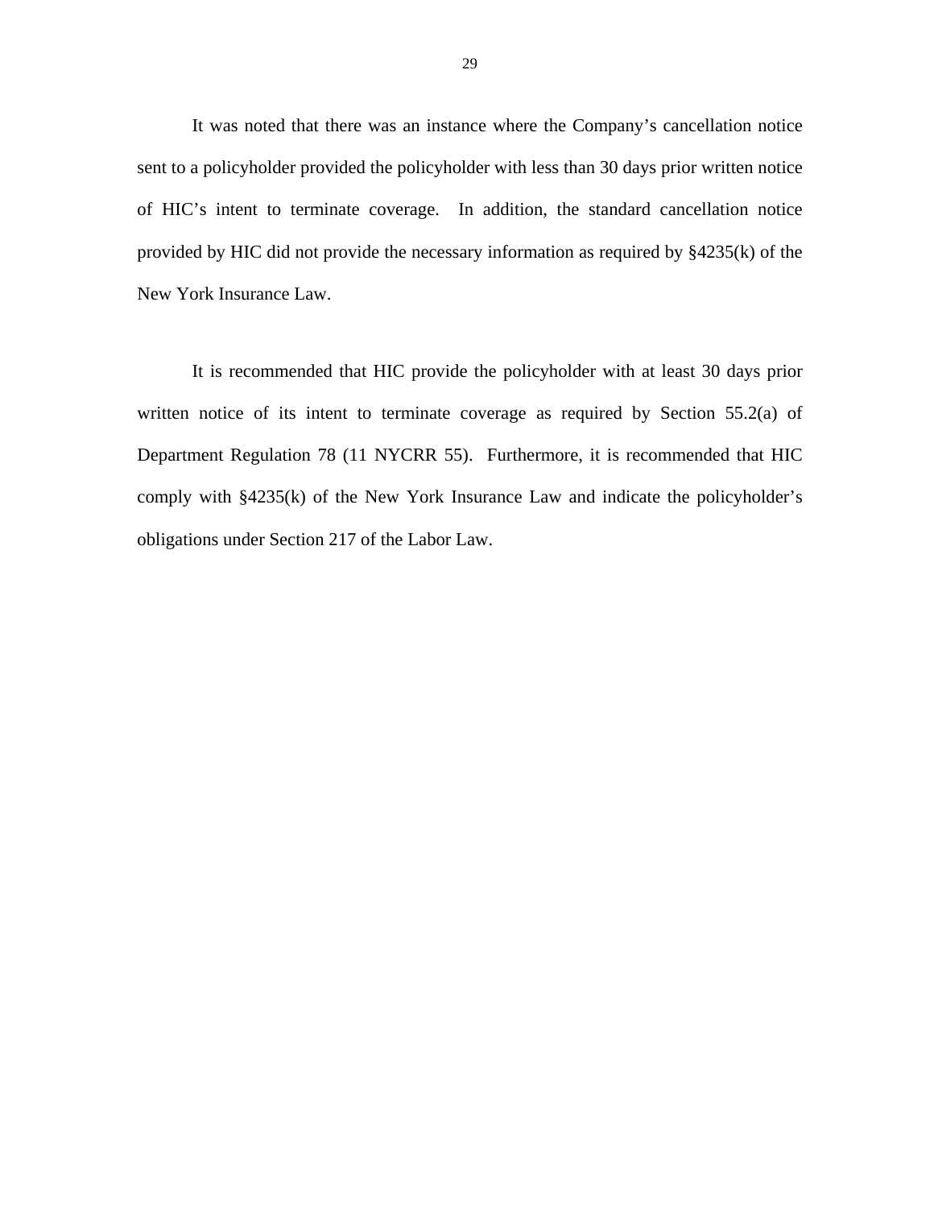It was noted that there was an instance where the Company's cancellation notice sent to a policyholder provided the policyholder with less than 30 days prior written notice of HIC's intent to terminate coverage. In addition, the standard cancellation notice provided by HIC did not provide the necessary information as required by §4235(k) of the New York Insurance Law.

It is recommended that HIC provide the policyholder with at least 30 days prior written notice of its intent to terminate coverage as required by Section 55.2(a) of Department Regulation 78 (11 NYCRR 55). Furthermore, it is recommended that HIC comply with §4235(k) of the New York Insurance Law and indicate the policyholder's obligations under Section 217 of the Labor Law.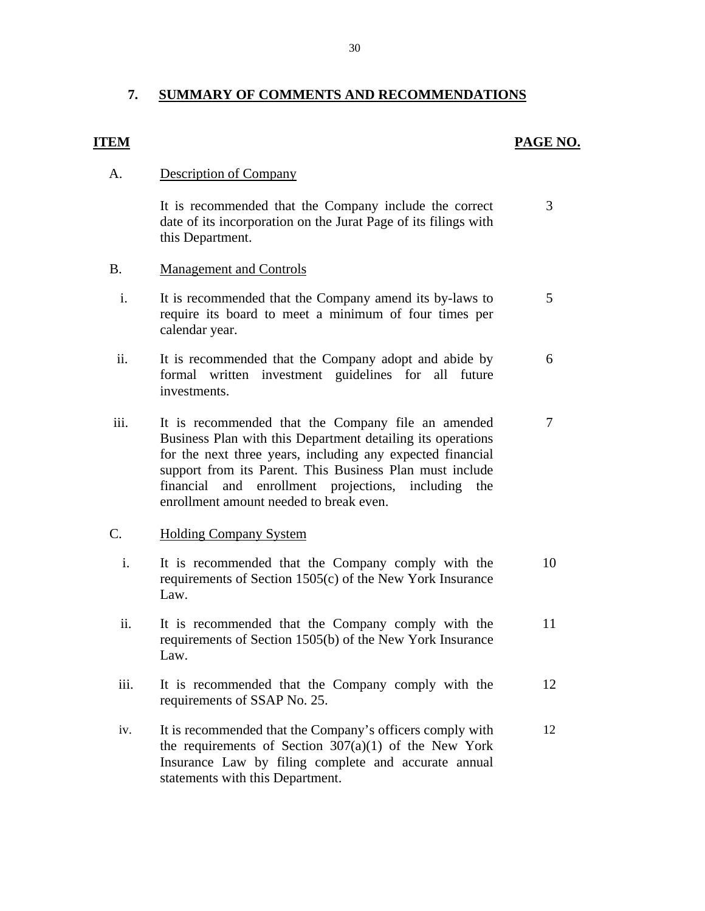## 7. SUMMARY OF COMMENTS AND RECOMMENDATIONS

| ITEM | | PAGE NO. |
|---|---|---|
| A. | Description of Company | |
| | It is recommended that the Company include the correct date of its incorporation on the Jurat Page of its filings with this Department. | 3 |
| B. | Management and Controls | |
| i. | It is recommended that the Company amend its by-laws to require its board to meet a minimum of four times per calendar year. | 5 |
| ii. | It is recommended that the Company adopt and abide by formal written investment guidelines for all future investments. | 6 |
| iii. | It is recommended that the Company file an amended Business Plan with this Department detailing its operations for the next three years, including any expected financial support from its Parent. This Business Plan must include financial and enrollment projections, including the enrollment amount needed to break even. | 7 |
| C. | Holding Company System | |
| i. | It is recommended that the Company comply with the requirements of Section 1505(c) of the New York Insurance Law. | 10 |
| ii. | It is recommended that the Company comply with the requirements of Section 1505(b) of the New York Insurance Law. | 11 |
| iii. | It is recommended that the Company comply with the requirements of SSAP No. 25. | 12 |
| iv. | It is recommended that the Company's officers comply with the requirements of Section 307(a)(1) of the New York Insurance Law by filing complete and accurate annual statements with this Department. | 12 |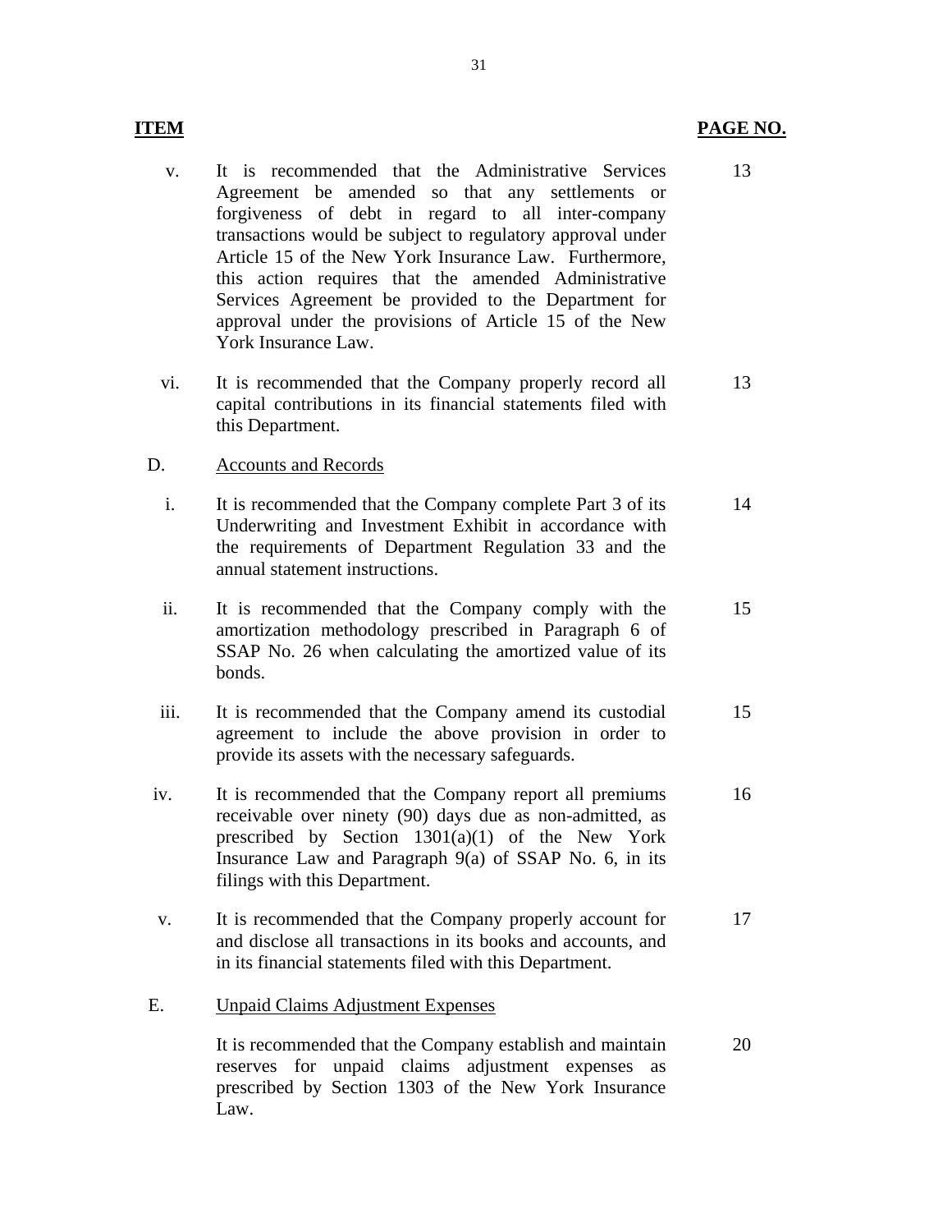| ITEM | | PAGE NO. |
|---|---|---|
| v. | It is recommended that the Administrative Services Agreement be amended so that any settlements or forgiveness of debt in regard to all inter-company transactions would be subject to regulatory approval under Article 15 of the New York Insurance Law. Furthermore, this action requires that the amended Administrative Services Agreement be provided to the Department for approval under the provisions of Article 15 of the New York Insurance Law. | 13 |
| vi. | It is recommended that the Company properly record all capital contributions in its financial statements filed with this Department. | 13 |
| D. | Accounts and Records | |
| i. | It is recommended that the Company complete Part 3 of its Underwriting and Investment Exhibit in accordance with the requirements of Department Regulation 33 and the annual statement instructions. | 14 |
| ii. | It is recommended that the Company comply with the amortization methodology prescribed in Paragraph 6 of SSAP No. 26 when calculating the amortized value of its bonds. | 15 |
| iii. | It is recommended that the Company amend its custodial agreement to include the above provision in order to provide its assets with the necessary safeguards. | 15 |
| iv. | It is recommended that the Company report all premiums receivable over ninety (90) days due as non-admitted, as prescribed by Section 1301(a)(1) of the New York Insurance Law and Paragraph 9(a) of SSAP No. 6, in its filings with this Department. | 16 |
| v. | It is recommended that the Company properly account for and disclose all transactions in its books and accounts, and in its financial statements filed with this Department. | 17 |
| E. | Unpaid Claims Adjustment Expenses | |
| | It is recommended that the Company establish and maintain reserves for unpaid claims adjustment expenses as prescribed by Section 1303 of the New York Insurance Law. | 20 |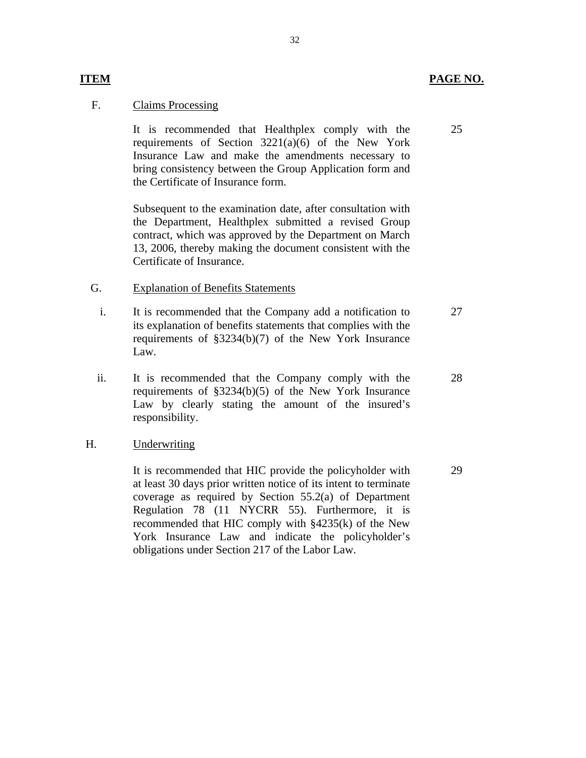| ITEM | | | PAGE NO. |
|---|---|---|---|
| F. | Claims Processing | | |
| | | It is recommended that Healthplex comply with the requirements of Section 3221(a)(6) of the New York Insurance Law and make the amendments necessary to bring consistency between the Group Application form and the Certificate of Insurance form. | 25 |
| | | Subsequent to the examination date, after consultation with the Department, Healthplex submitted a revised Group contract, which was approved by the Department on March 13, 2006, thereby making the document consistent with the Certificate of Insurance. | |
| G. | Explanation of Benefits Statements | | |
| | i. | It is recommended that the Company add a notification to its explanation of benefits statements that complies with the requirements of §3234(b)(7) of the New York Insurance Law. | 27 |
| | ii. | It is recommended that the Company comply with the requirements of §3234(b)(5) of the New York Insurance Law by clearly stating the amount of the insured's responsibility. | 28 |
| H. | Underwriting | | |
| | | It is recommended that HIC provide the policyholder with at least 30 days prior written notice of its intent to terminate coverage as required by Section 55.2(a) of Department Regulation 78 (11 NYCRR 55). Furthermore, it is recommended that HIC comply with §4235(k) of the New York Insurance Law and indicate the policyholder's obligations under Section 217 of the Labor Law. | 29 |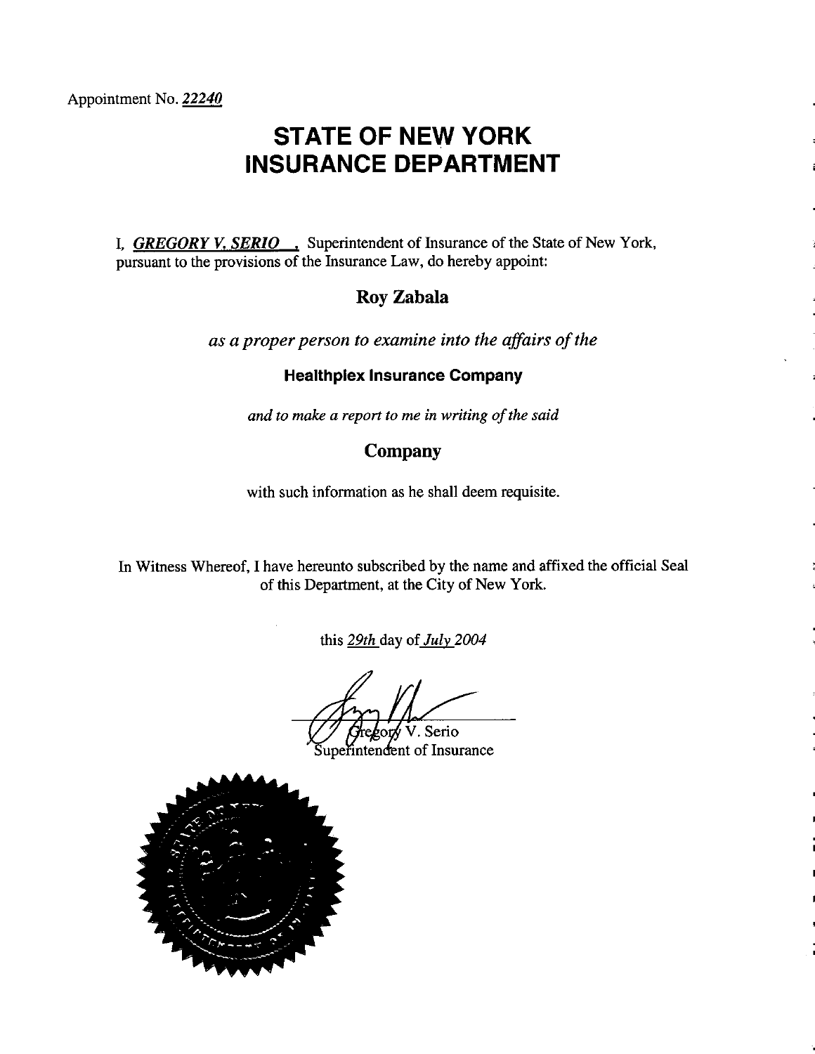Appointment No. *22240*

# STATE OF NEW YORK
# INSURANCE DEPARTMENT

I, ***GREGORY V. SERIO***, Superintendent of Insurance of the State of New York, pursuant to the provisions of the Insurance Law, do hereby appoint:

**Roy Zabala**

*as a proper person to examine into the affairs of the*

**Healthplex Insurance Company**

*and to make a report to me in writing of the said*

**Company**

with such information as he shall deem requisite.

In Witness Whereof, I have hereunto subscribed by the name and affixed the official Seal of this Department, at the City of New York.

this *29th* day of *July 2004*

Gregory V. Serio
Superintendent of Insurance